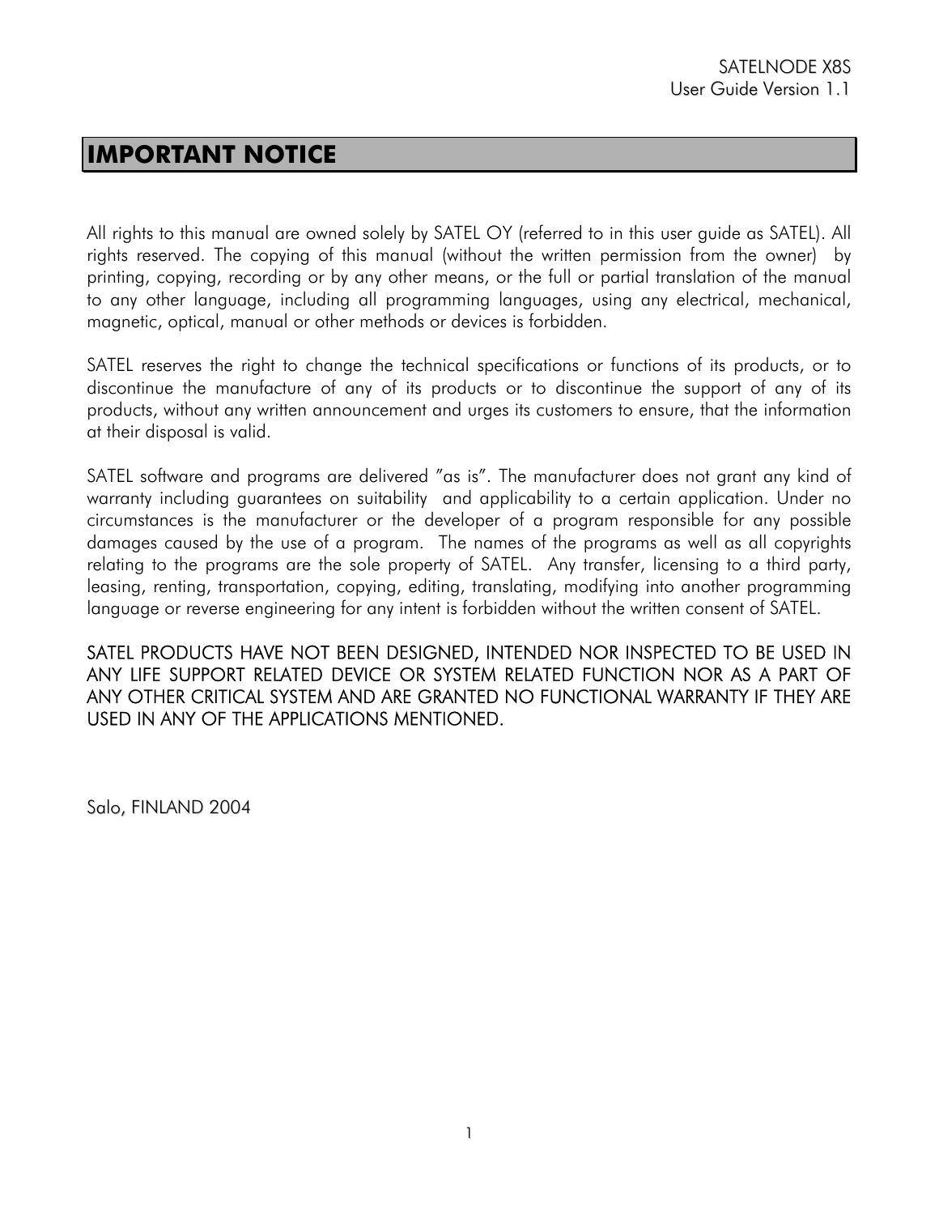# IMPORTANT NOTICE

All rights to this manual are owned solely by SATEL OY (referred to in this user guide as SATEL). All rights reserved. The copying of this manual (without the written permission from the owner) by printing, copying, recording or by any other means, or the full or partial translation of the manual to any other language, including all programming languages, using any electrical, mechanical, magnetic, optical, manual or other methods or devices is forbidden.

SATEL reserves the right to change the technical specifications or functions of its products, or to discontinue the manufacture of any of its products or to discontinue the support of any of its products, without any written announcement and urges its customers to ensure, that the information at their disposal is valid.

SATEL software and programs are delivered "as is". The manufacturer does not grant any kind of warranty including guarantees on suitability and applicability to a certain application. Under no circumstances is the manufacturer or the developer of a program responsible for any possible damages caused by the use of a program. The names of the programs as well as all copyrights relating to the programs are the sole property of SATEL. Any transfer, licensing to a third party, leasing, renting, transportation, copying, editing, translating, modifying into another programming language or reverse engineering for any intent is forbidden without the written consent of SATEL.

SATEL PRODUCTS HAVE NOT BEEN DESIGNED, INTENDED NOR INSPECTED TO BE USED IN ANY LIFE SUPPORT RELATED DEVICE OR SYSTEM RELATED FUNCTION NOR AS A PART OF ANY OTHER CRITICAL SYSTEM AND ARE GRANTED NO FUNCTIONAL WARRANTY IF THEY ARE USED IN ANY OF THE APPLICATIONS MENTIONED.

Salo, FINLAND 2004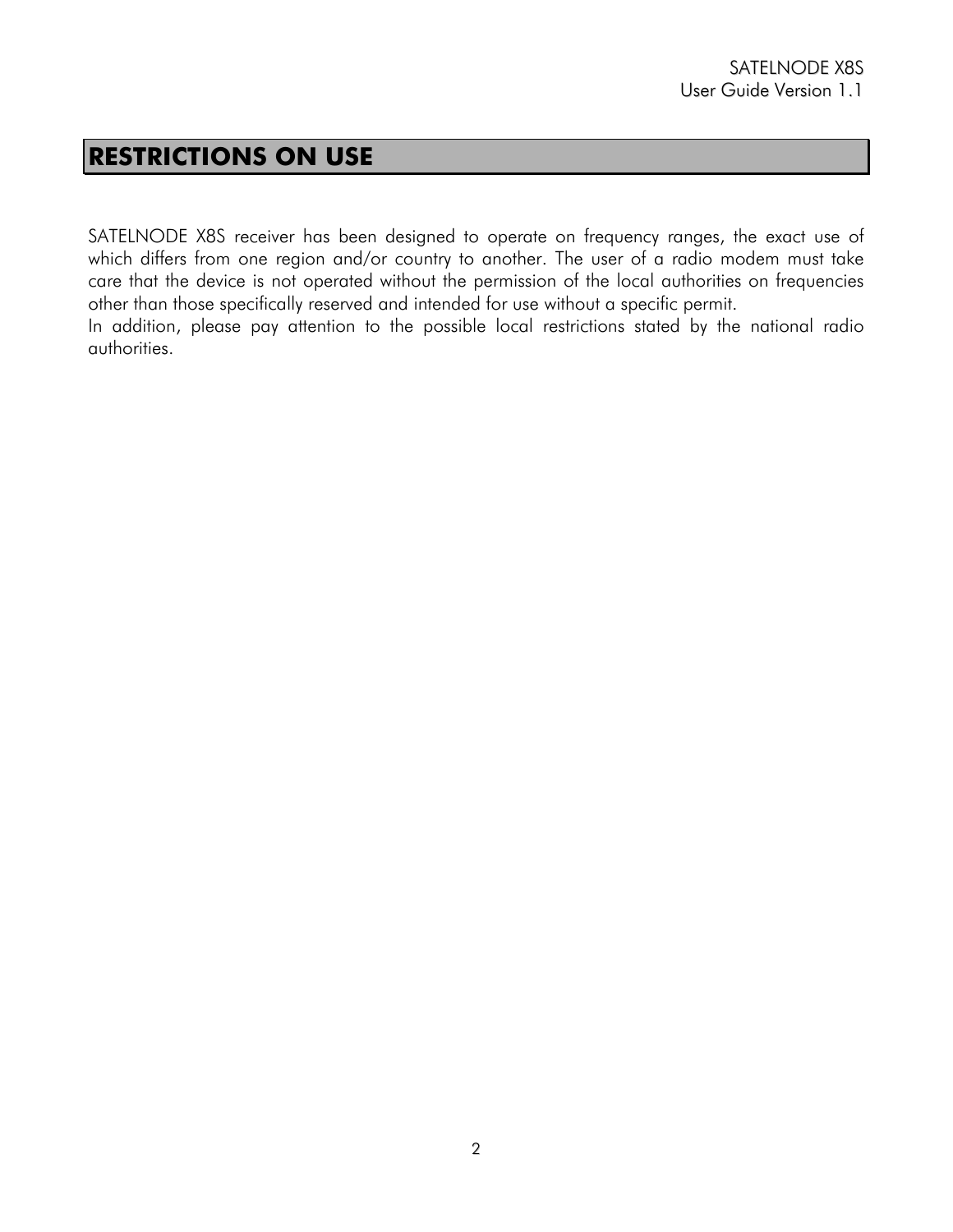# RESTRICTIONS ON USE

SATELNODE X8S receiver has been designed to operate on frequency ranges, the exact use of which differs from one region and/or country to another. The user of a radio modem must take care that the device is not operated without the permission of the local authorities on frequencies other than those specifically reserved and intended for use without a specific permit.
In addition, please pay attention to the possible local restrictions stated by the national radio authorities.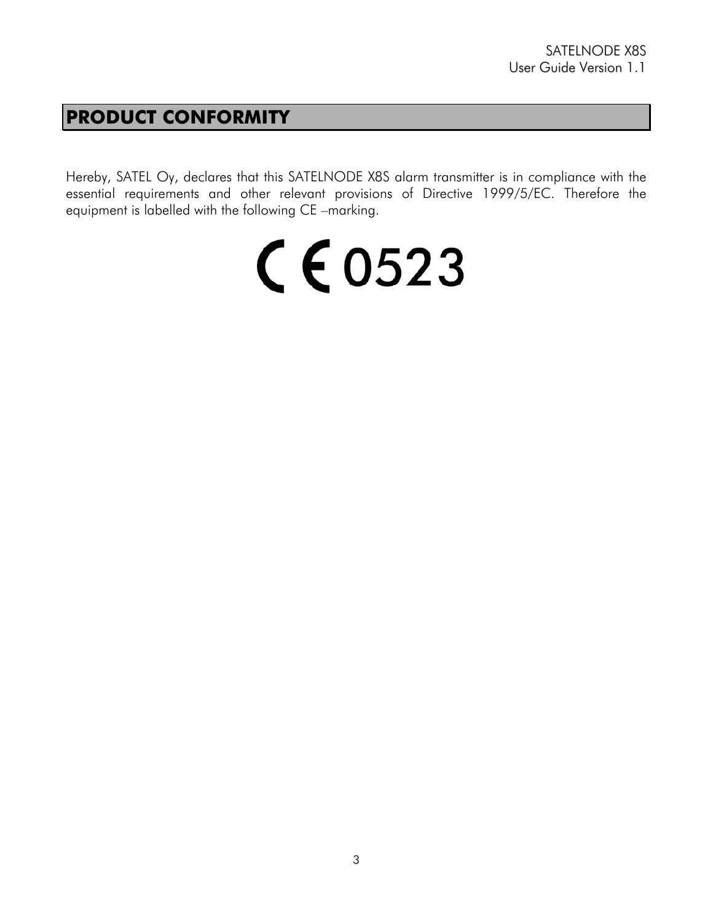# PRODUCT CONFORMITY

Hereby, SATEL Oy, declares that this SATELNODE X8S alarm transmitter is in compliance with the essential requirements and other relevant provisions of Directive 1999/5/EC. Therefore the equipment is labelled with the following CE –marking.

CE 0523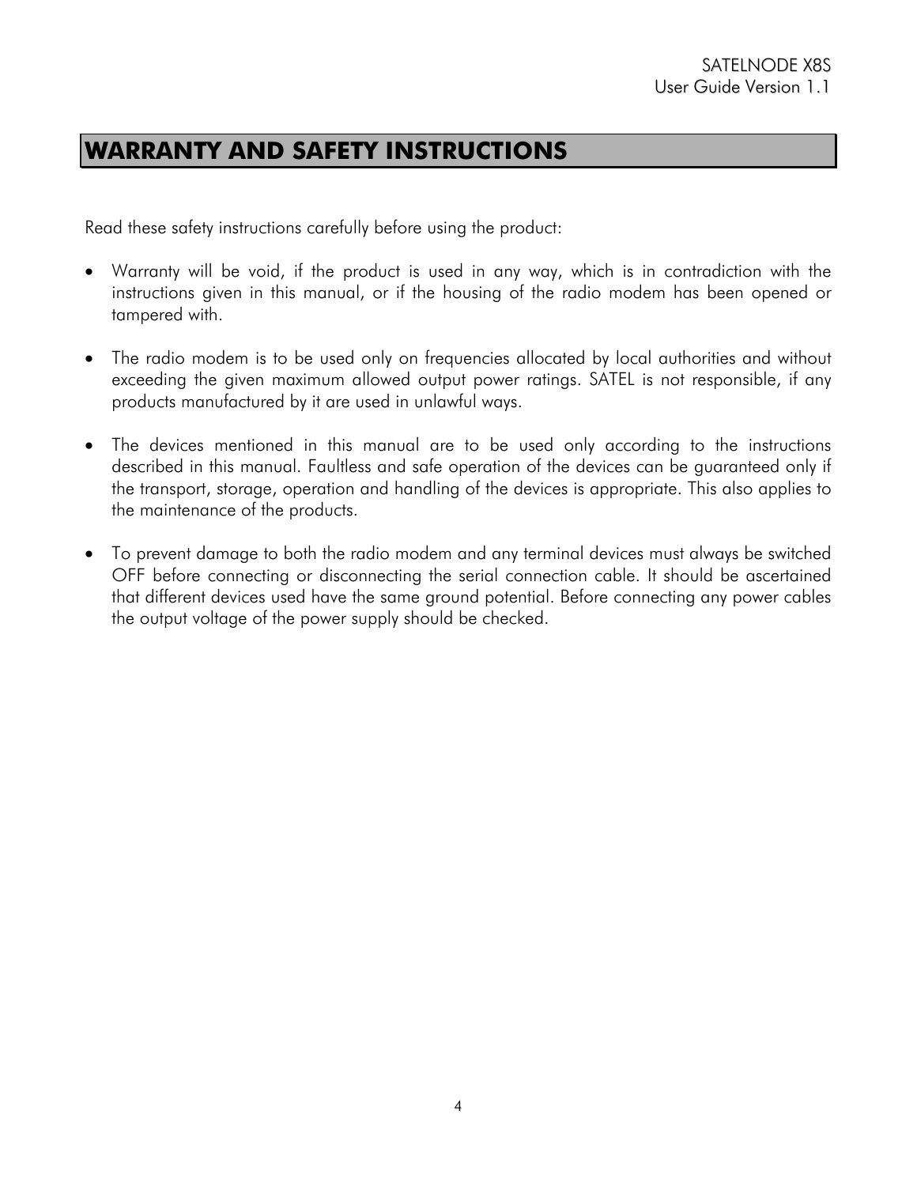# WARRANTY AND SAFETY INSTRUCTIONS

Read these safety instructions carefully before using the product:

- Warranty will be void, if the product is used in any way, which is in contradiction with the instructions given in this manual, or if the housing of the radio modem has been opened or tampered with.

- The radio modem is to be used only on frequencies allocated by local authorities and without exceeding the given maximum allowed output power ratings. SATEL is not responsible, if any products manufactured by it are used in unlawful ways.

- The devices mentioned in this manual are to be used only according to the instructions described in this manual. Faultless and safe operation of the devices can be guaranteed only if the transport, storage, operation and handling of the devices is appropriate. This also applies to the maintenance of the products.

- To prevent damage to both the radio modem and any terminal devices must always be switched OFF before connecting or disconnecting the serial connection cable. It should be ascertained that different devices used have the same ground potential. Before connecting any power cables the output voltage of the power supply should be checked.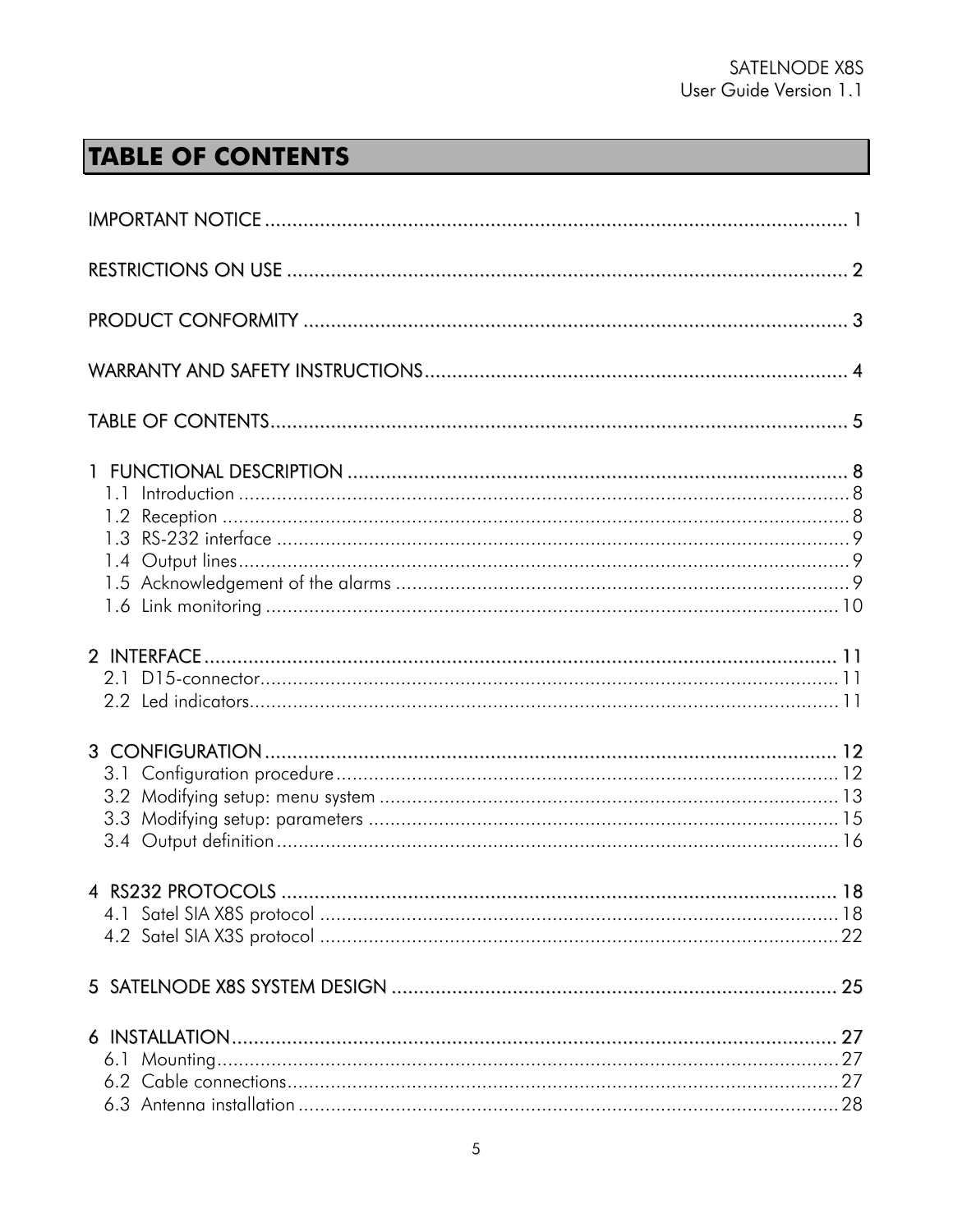# TABLE OF CONTENTS

IMPORTANT NOTICE ........................................................................................................ 1

RESTRICTIONS ON USE ................................................................................................... 2

PRODUCT CONFORMITY ................................................................................................. 3

WARRANTY AND SAFETY INSTRUCTIONS ........................................................................ 4

TABLE OF CONTENTS ....................................................................................................... 5

1 FUNCTIONAL DESCRIPTION ......................................................................................... 8
- 1.1 Introduction ............................................................................................................ 8
- 1.2 Reception ............................................................................................................... 8
- 1.3 RS-232 interface ..................................................................................................... 9
- 1.4 Output lines ............................................................................................................ 9
- 1.5 Acknowledgement of the alarms ............................................................................. 9
- 1.6 Link monitoring ..................................................................................................... 10

2 INTERFACE .................................................................................................................. 11
- 2.1 D15-connector ....................................................................................................... 11
- 2.2 Led indicators ........................................................................................................ 11

3 CONFIGURATION ........................................................................................................ 12
- 3.1 Configuration procedure ........................................................................................ 12
- 3.2 Modifying setup: menu system ............................................................................... 13
- 3.3 Modifying setup: parameters .................................................................................. 15
- 3.4 Output definition ................................................................................................... 16

4 RS232 PROTOCOLS ...................................................................................................... 18
- 4.1 Satel SIA X8S protocol ........................................................................................... 18
- 4.2 Satel SIA X3S protocol ........................................................................................... 22

5 SATELNODE X8S SYSTEM DESIGN ............................................................................... 25

6 INSTALLATION ............................................................................................................. 27
- 6.1 Mounting ............................................................................................................... 27
- 6.2 Cable connections .................................................................................................. 27
- 6.3 Antenna installation ............................................................................................... 28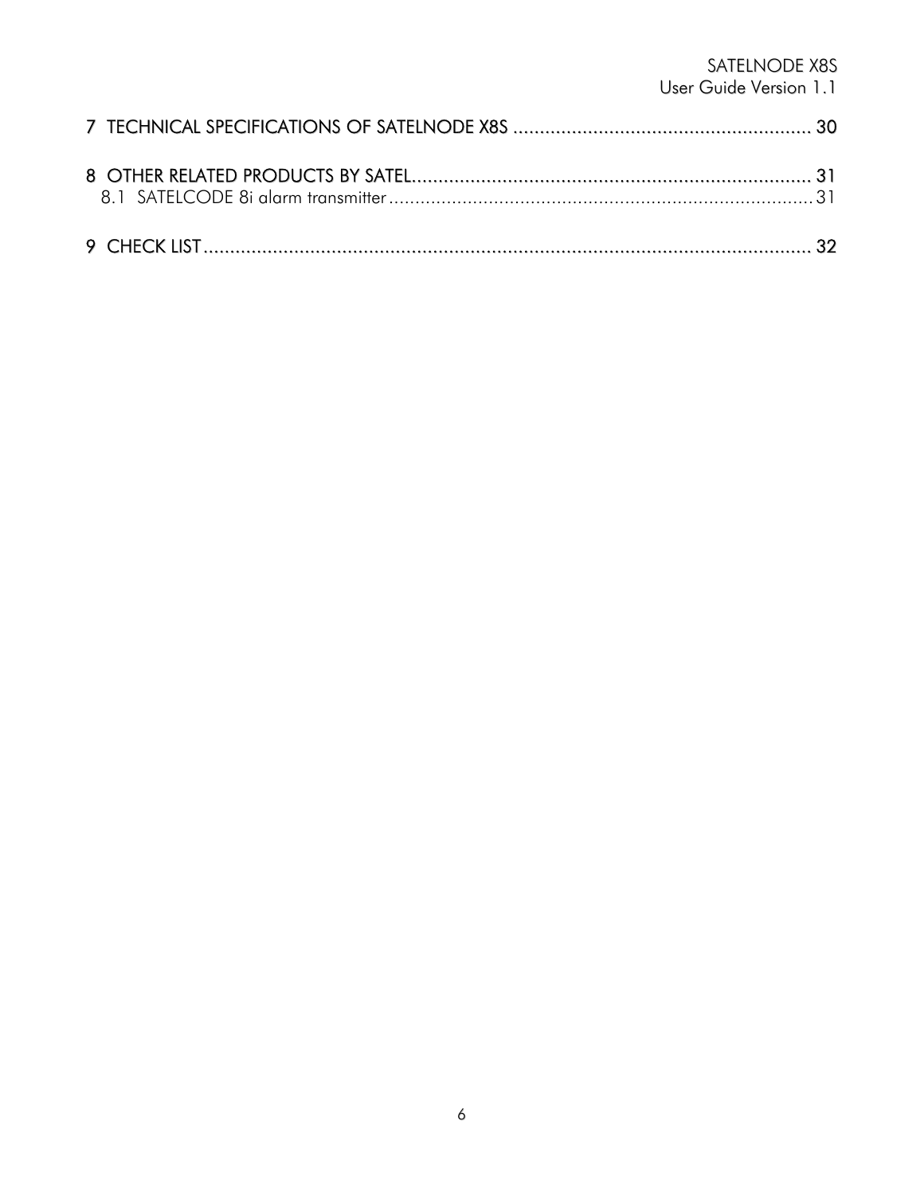7 TECHNICAL SPECIFICATIONS OF SATELNODE X8S ........................................................ 30

8 OTHER RELATED PRODUCTS BY SATEL........................................................................... 31

8.1 SATELCODE 8i alarm transmitter ................................................................................. 31

9 CHECK LIST ................................................................................................................... 32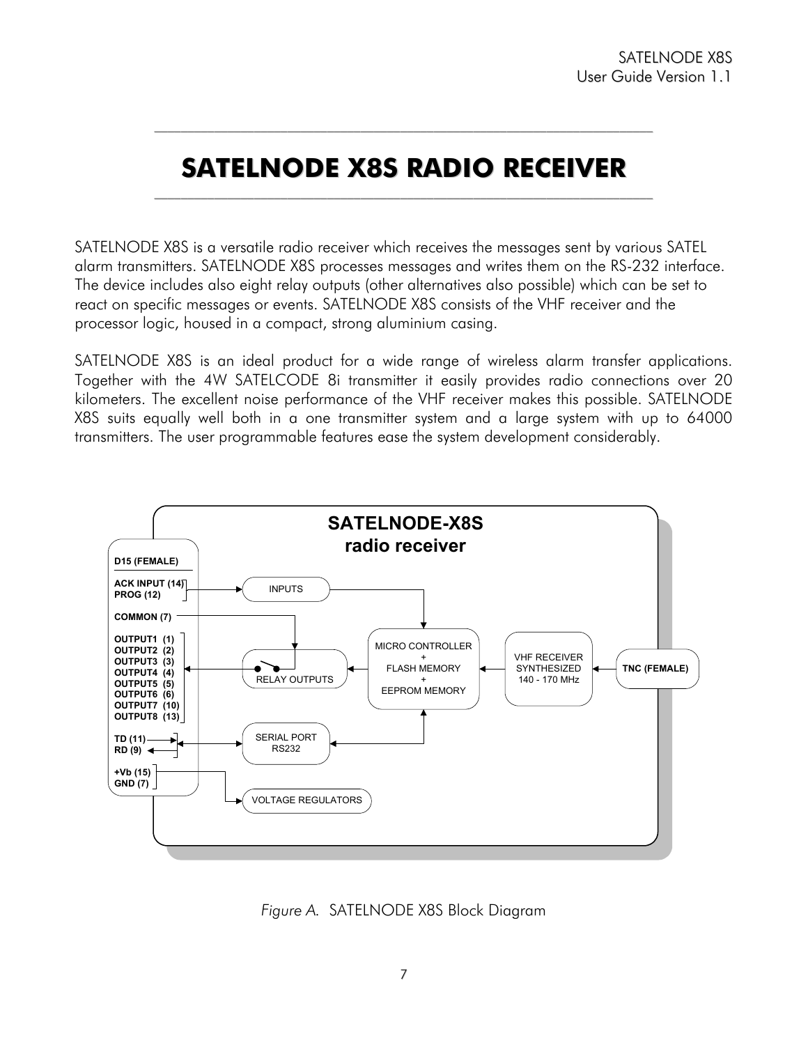# SATELNODE X8S RADIO RECEIVER

SATELNODE X8S is a versatile radio receiver which receives the messages sent by various SATEL alarm transmitters. SATELNODE X8S processes messages and writes them on the RS-232 interface. The device includes also eight relay outputs (other alternatives also possible) which can be set to react on specific messages or events. SATELNODE X8S consists of the VHF receiver and the processor logic, housed in a compact, strong aluminium casing.

SATELNODE X8S is an ideal product for a wide range of wireless alarm transfer applications. Together with the 4W SATELCODE 8i transmitter it easily provides radio connections over 20 kilometers. The excellent noise performance of the VHF receiver makes this possible. SATELNODE X8S suits equally well both in a one transmitter system and a large system with up to 64000 transmitters. The user programmable features ease the system development considerably.

SATELNODE-X8S
radio receiver

D15 (FEMALE)

ACK INPUT (14)
PROG (12)

COMMON (7)

OUTPUT1 (1)
OUTPUT2 (2)
OUTPUT3 (3)
OUTPUT4 (4)
OUTPUT5 (5)
OUTPUT6 (6)
OUTPUT7 (10)
OUTPUT8 (13)

TD (11)
RD (9)

+Vb (15)
GND (7)

INPUTS

RELAY OUTPUTS

SERIAL PORT
RS232

VOLTAGE REGULATORS

MICRO CONTROLLER
+
FLASH MEMORY
+
EEPROM MEMORY

VHF RECEIVER
SYNTHESIZED
140 - 170 MHz

TNC (FEMALE)

*Figure A.* SATELNODE X8S Block Diagram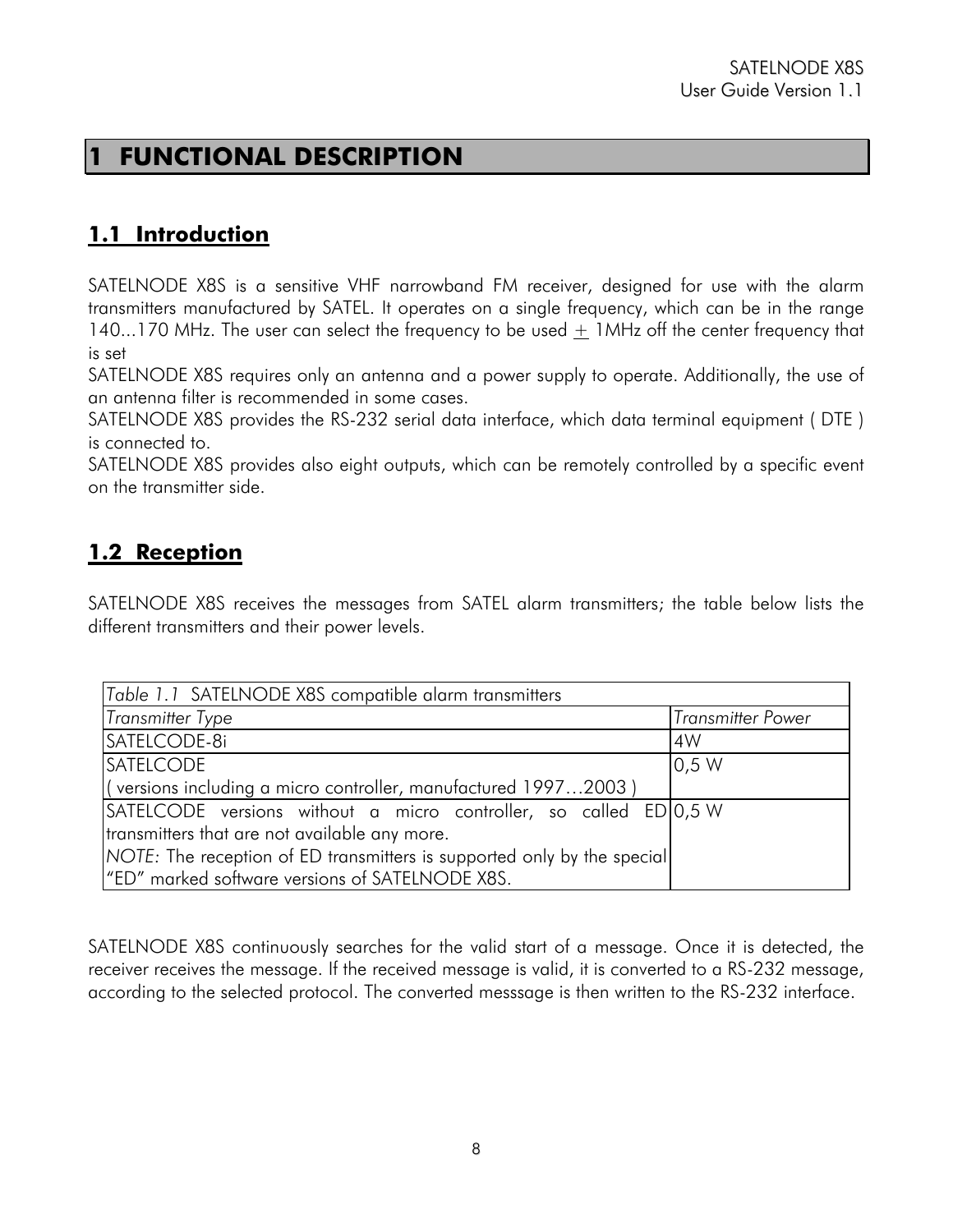# 1 FUNCTIONAL DESCRIPTION

## 1.1 Introduction

SATELNODE X8S is a sensitive VHF narrowband FM receiver, designed for use with the alarm transmitters manufactured by SATEL. It operates on a single frequency, which can be in the range 140...170 MHz. The user can select the frequency to be used ± 1MHz off the center frequency that is set

SATELNODE X8S requires only an antenna and a power supply to operate. Additionally, the use of an antenna filter is recommended in some cases.

SATELNODE X8S provides the RS-232 serial data interface, which data terminal equipment ( DTE ) is connected to.

SATELNODE X8S provides also eight outputs, which can be remotely controlled by a specific event on the transmitter side.

## 1.2 Reception

SATELNODE X8S receives the messages from SATEL alarm transmitters; the table below lists the different transmitters and their power levels.

*Table 1.1* SATELNODE X8S compatible alarm transmitters

| *Transmitter Type* | *Transmitter Power* |
|---|---|
| SATELCODE-8i | 4W |
| SATELCODE<br>( versions including a micro controller, manufactured 1997…2003 ) | 0,5 W |
| SATELCODE versions without a micro controller, so called ED transmitters that are not available any more.<br>*NOTE:* The reception of ED transmitters is supported only by the special "ED" marked software versions of SATELNODE X8S. | 0,5 W |

SATELNODE X8S continuously searches for the valid start of a message. Once it is detected, the receiver receives the message. If the received message is valid, it is converted to a RS-232 message, according to the selected protocol. The converted messsage is then written to the RS-232 interface.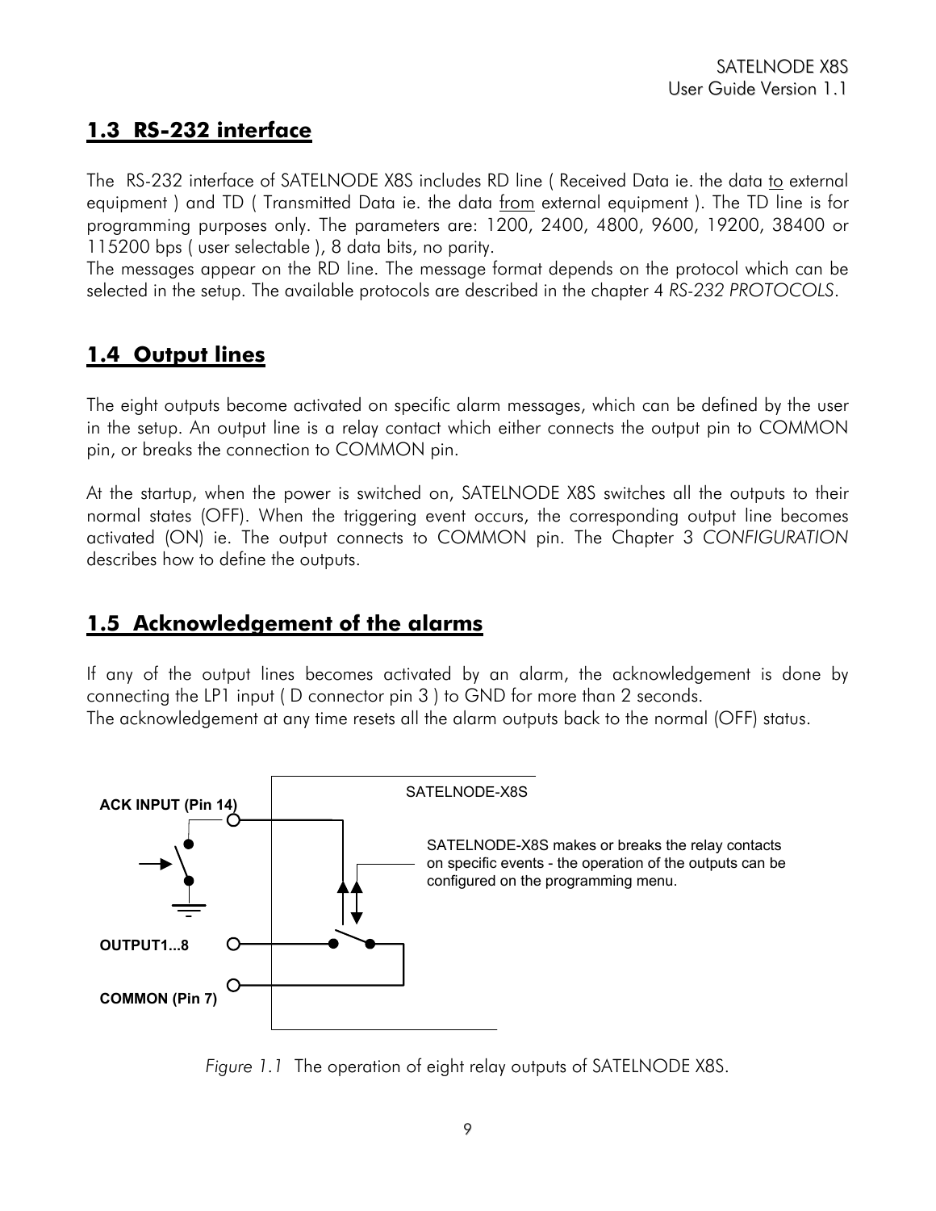## 1.3 RS-232 interface

The RS-232 interface of SATELNODE X8S includes RD line ( Received Data ie. the data to external equipment ) and TD ( Transmitted Data ie. the data from external equipment ). The TD line is for programming purposes only. The parameters are: 1200, 2400, 4800, 9600, 19200, 38400 or 115200 bps ( user selectable ), 8 data bits, no parity.
The messages appear on the RD line. The message format depends on the protocol which can be selected in the setup. The available protocols are described in the chapter 4 *RS-232 PROTOCOLS*.

## 1.4 Output lines

The eight outputs become activated on specific alarm messages, which can be defined by the user in the setup. An output line is a relay contact which either connects the output pin to COMMON pin, or breaks the connection to COMMON pin.

At the startup, when the power is switched on, SATELNODE X8S switches all the outputs to their normal states (OFF). When the triggering event occurs, the corresponding output line becomes activated (ON) ie. The output connects to COMMON pin. The Chapter 3 *CONFIGURATION* describes how to define the outputs.

## 1.5 Acknowledgement of the alarms

If any of the output lines becomes activated by an alarm, the acknowledgement is done by connecting the LP1 input ( D connector pin 3 ) to GND for more than 2 seconds.
The acknowledgement at any time resets all the alarm outputs back to the normal (OFF) status.

**ACK INPUT (Pin 14)**

SATELNODE-X8S

SATELNODE-X8S makes or breaks the relay contacts on specific events - the operation of the outputs can be configured on the programming menu.

**OUTPUT1...8**

**COMMON (Pin 7)**

*Figure 1.1* The operation of eight relay outputs of SATELNODE X8S.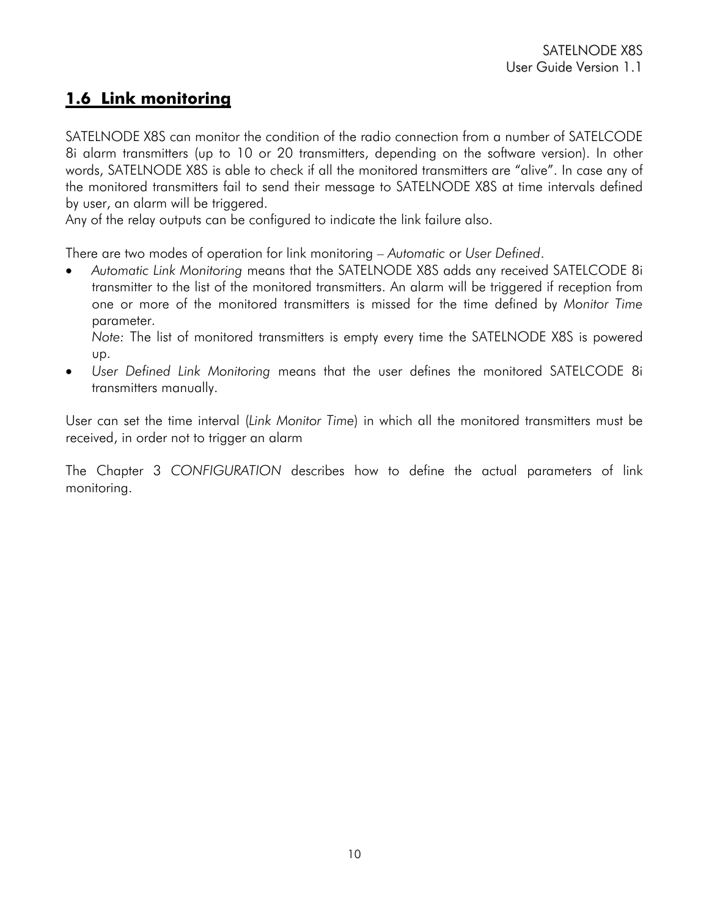## 1.6 Link monitoring

SATELNODE X8S can monitor the condition of the radio connection from a number of SATELCODE 8i alarm transmitters (up to 10 or 20 transmitters, depending on the software version). In other words, SATELNODE X8S is able to check if all the monitored transmitters are "alive". In case any of the monitored transmitters fail to send their message to SATELNODE X8S at time intervals defined by user, an alarm will be triggered.
Any of the relay outputs can be configured to indicate the link failure also.

There are two modes of operation for link monitoring – *Automatic* or *User Defined*.

- *Automatic Link Monitoring* means that the SATELNODE X8S adds any received SATELCODE 8i transmitter to the list of the monitored transmitters. An alarm will be triggered if reception from one or more of the monitored transmitters is missed for the time defined by *Monitor Time* parameter.
  *Note:* The list of monitored transmitters is empty every time the SATELNODE X8S is powered up.
- *User Defined Link Monitoring* means that the user defines the monitored SATELCODE 8i transmitters manually.

User can set the time interval (*Link Monitor Time*) in which all the monitored transmitters must be received, in order not to trigger an alarm

The Chapter 3 *CONFIGURATION* describes how to define the actual parameters of link monitoring.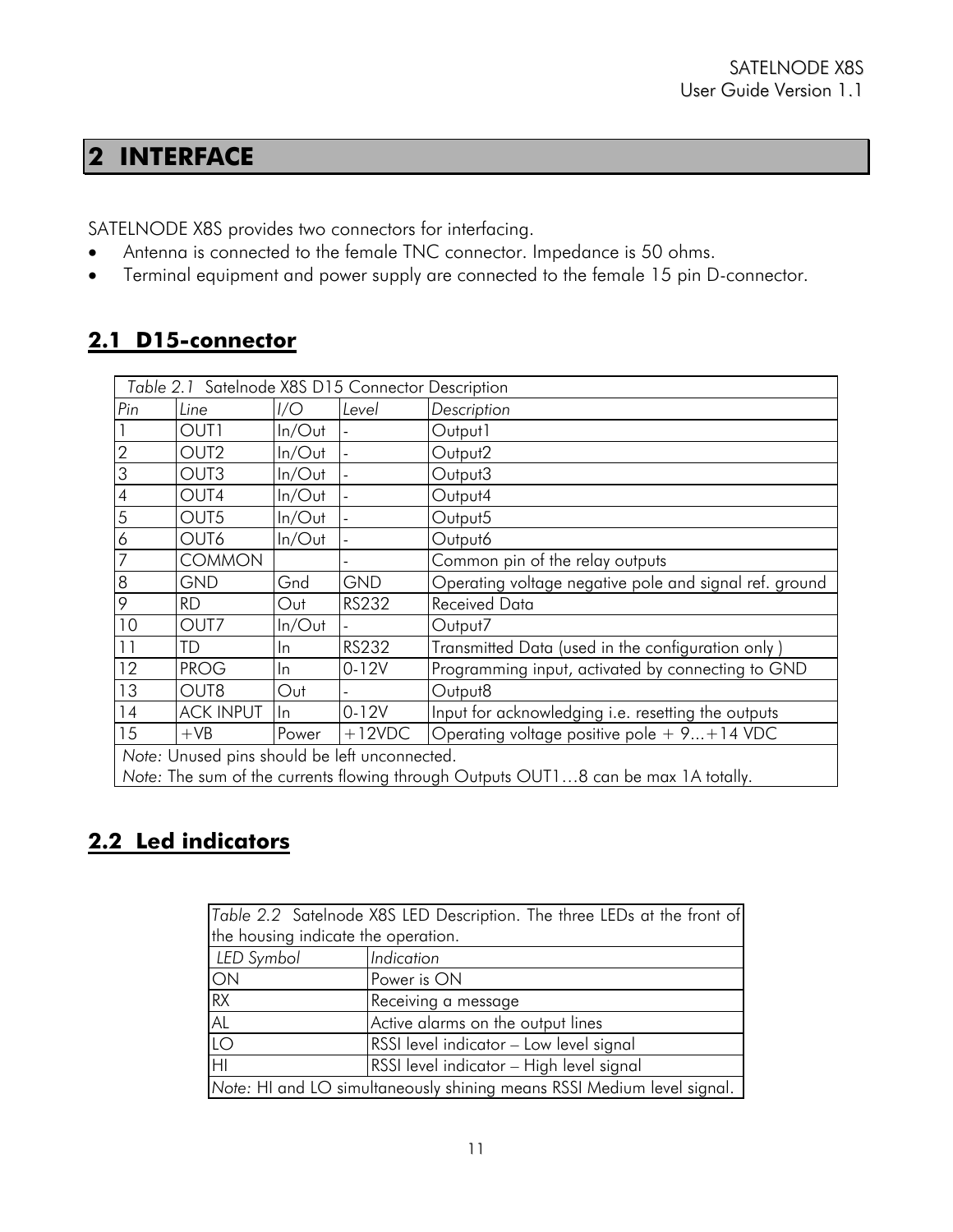# 2 INTERFACE

SATELNODE X8S provides two connectors for interfacing.

- Antenna is connected to the female TNC connector. Impedance is 50 ohms.
- Terminal equipment and power supply are connected to the female 15 pin D-connector.

## 2.1 D15-connector

*Table 2.1* Satelnode X8S D15 Connector Description

| *Pin* | *Line* | *I/O* | *Level* | *Description* |
|---|---|---|---|---|
| 1 | OUT1 | In/Out | - | Output1 |
| 2 | OUT2 | In/Out | - | Output2 |
| 3 | OUT3 | In/Out | - | Output3 |
| 4 | OUT4 | In/Out | - | Output4 |
| 5 | OUT5 | In/Out | - | Output5 |
| 6 | OUT6 | In/Out | - | Output6 |
| 7 | COMMON | | - | Common pin of the relay outputs |
| 8 | GND | Gnd | GND | Operating voltage negative pole and signal ref. ground |
| 9 | RD | Out | RS232 | Received Data |
| 10 | OUT7 | In/Out | - | Output7 |
| 11 | TD | In | RS232 | Transmitted Data (used in the configuration only ) |
| 12 | PROG | In | 0-12V | Programming input, activated by connecting to GND |
| 13 | OUT8 | Out | - | Output8 |
| 14 | ACK INPUT | In | 0-12V | Input for acknowledging i.e. resetting the outputs |
| 15 | +VB | Power | +12VDC | Operating voltage positive pole + 9...+14 VDC |

*Note:* Unused pins should be left unconnected.
*Note:* The sum of the currents flowing through Outputs OUT1…8 can be max 1A totally.

## 2.2 Led indicators

*Table 2.2* Satelnode X8S LED Description. The three LEDs at the front of the housing indicate the operation.

| *LED Symbol* | *Indication* |
|---|---|
| ON | Power is ON |
| RX | Receiving a message |
| AL | Active alarms on the output lines |
| LO | RSSI level indicator – Low level signal |
| HI | RSSI level indicator – High level signal |

*Note:* HI and LO simultaneously shining means RSSI Medium level signal.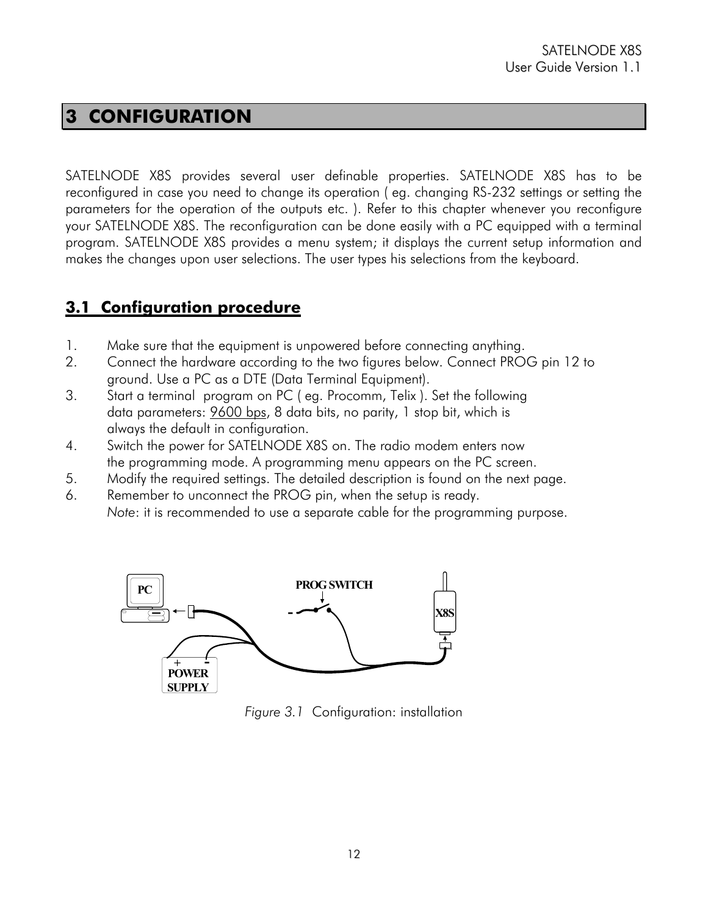# 3 CONFIGURATION

SATELNODE X8S provides several user definable properties. SATELNODE X8S has to be reconfigured in case you need to change its operation ( eg. changing RS-232 settings or setting the parameters for the operation of the outputs etc. ). Refer to this chapter whenever you reconfigure your SATELNODE X8S. The reconfiguration can be done easily with a PC equipped with a terminal program. SATELNODE X8S provides a menu system; it displays the current setup information and makes the changes upon user selections. The user types his selections from the keyboard.

## 3.1 Configuration procedure

1. Make sure that the equipment is unpowered before connecting anything.
2. Connect the hardware according to the two figures below. Connect PROG pin 12 to ground. Use a PC as a DTE (Data Terminal Equipment).
3. Start a terminal program on PC ( eg. Procomm, Telix ). Set the following data parameters: 9600 bps, 8 data bits, no parity, 1 stop bit, which is always the default in configuration.
4. Switch the power for SATELNODE X8S on. The radio modem enters now the programming mode. A programming menu appears on the PC screen.
5. Modify the required settings. The detailed description is found on the next page.
6. Remember to unconnect the PROG pin, when the setup is ready.
   *Note*: it is recommended to use a separate cable for the programming purpose.

PC | PROG SWITCH | X8S | POWER SUPPLY

*Figure 3.1* Configuration: installation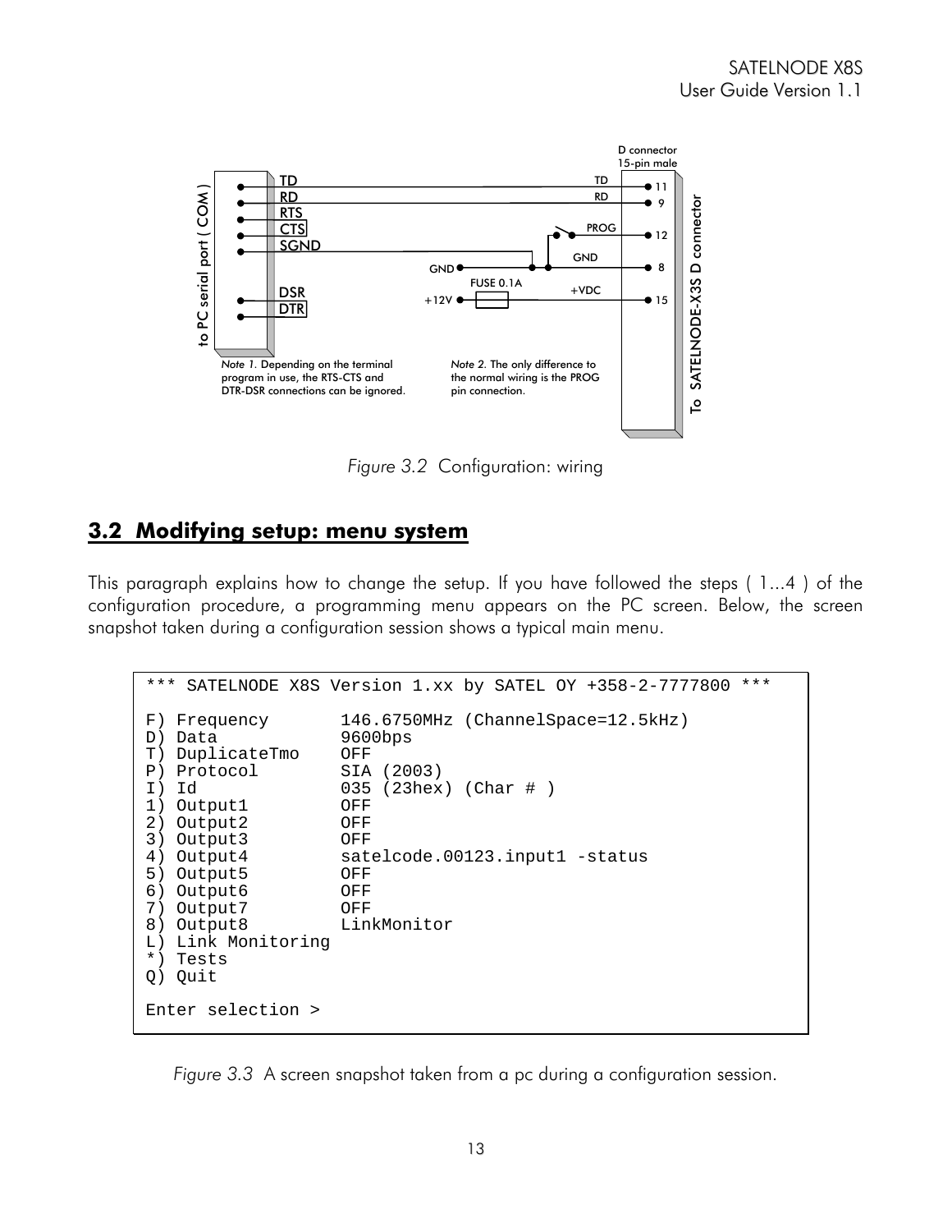Figure 3.2 Configuration: wiring

## 3.2 Modifying setup: menu system

This paragraph explains how to change the setup. If you have followed the steps ( 1...4 ) of the configuration procedure, a programming menu appears on the PC screen. Below, the screen snapshot taken during a configuration session shows a typical main menu.

```
*** SATELNODE X8S Version 1.xx by SATEL OY +358-2-7777800 ***

F) Frequency       146.6750MHz (ChannelSpace=12.5kHz)
D) Data            9600bps
T) DuplicateTmo    OFF
P) Protocol        SIA (2003)
I) Id              035 (23hex) (Char # )
1) Output1         OFF
2) Output2         OFF
3) Output3         OFF
4) Output4         satelcode.00123.input1 -status
5) Output5         OFF
6) Output6         OFF
7) Output7         OFF
8) Output8         LinkMonitor
L) Link Monitoring
*) Tests
Q) Quit

Enter selection >
```

*Figure 3.3* A screen snapshot taken from a pc during a configuration session.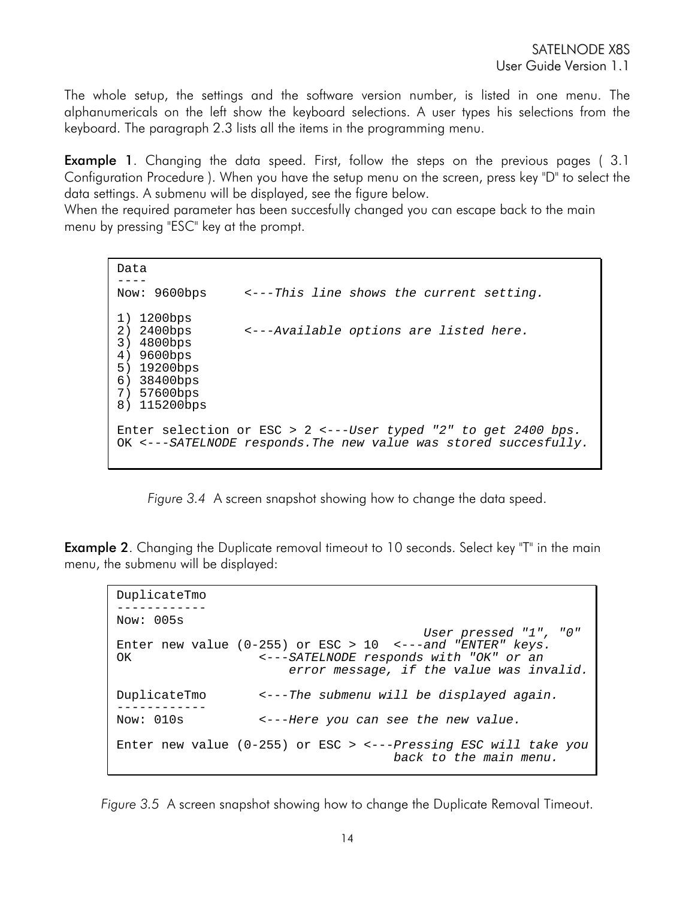The whole setup, the settings and the software version number, is listed in one menu. The alphanumericals on the left show the keyboard selections. A user types his selections from the keyboard. The paragraph 2.3 lists all the items in the programming menu.

**Example 1**. Changing the data speed. First, follow the steps on the previous pages ( 3.1 Configuration Procedure ). When you have the setup menu on the screen, press key "D" to select the data settings. A submenu will be displayed, see the figure below.
When the required parameter has been succesfully changed you can escape back to the main menu by pressing "ESC" key at the prompt.

```
Data
----
Now: 9600bps      <---This line shows the current setting.

1) 1200bps
2) 2400bps        <---Available options are listed here.
3) 4800bps
4) 9600bps
5) 19200bps
6) 38400bps
7) 57600bps
8) 115200bps

Enter selection or ESC > 2 <---User typed "2" to get 2400 bps.
OK <---SATELNODE responds.The new value was stored succesfully.
```

*Figure 3.4* A screen snapshot showing how to change the data speed.

**Example 2**. Changing the Duplicate removal timeout to 10 seconds. Select key "T" in the main menu, the submenu will be displayed:

```
DuplicateTmo
------------
Now: 005s
                                         User pressed "1", "0"
Enter new value (0-255) or ESC > 10  <---and "ENTER" keys.
OK                 <---SATELNODE responds with "OK" or an
                       error message, if the value was invalid.

DuplicateTmo       <---The submenu will be displayed again.
------------
Now: 010s          <---Here you can see the new value.

Enter new value (0-255) or ESC > <---Pressing ESC will take you
                                     back to the main menu.
```

*Figure 3.5* A screen snapshot showing how to change the Duplicate Removal Timeout.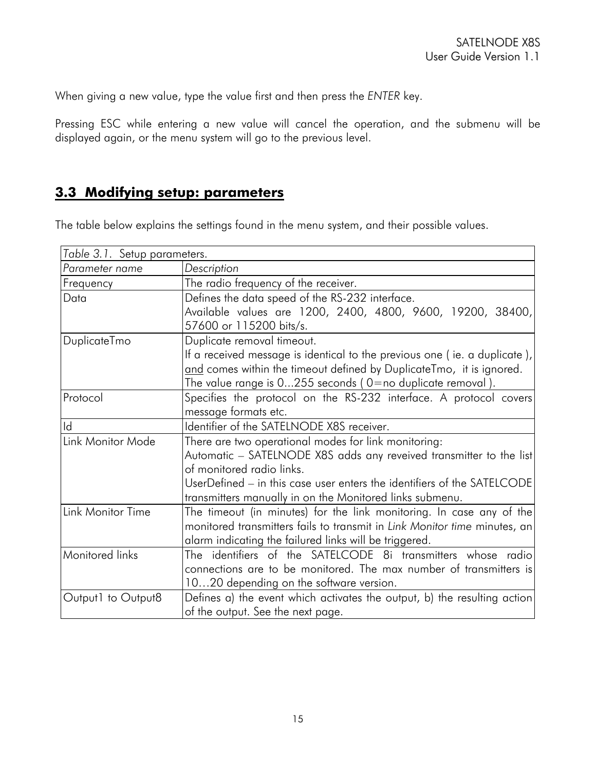When giving a new value, type the value first and then press the *ENTER* key.

Pressing ESC while entering a new value will cancel the operation, and the submenu will be displayed again, or the menu system will go to the previous level.

## 3.3 Modifying setup: parameters

The table below explains the settings found in the menu system, and their possible values.

*Table 3.1.* Setup parameters.

| *Parameter name* | *Description* |
|---|---|
| Frequency | The radio frequency of the receiver. |
| Data | Defines the data speed of the RS-232 interface.<br>Available values are 1200, 2400, 4800, 9600, 19200, 38400, 57600 or 115200 bits/s. |
| DuplicateTmo | Duplicate removal timeout.<br>If a received message is identical to the previous one ( ie. a duplicate ), and comes within the timeout defined by DuplicateTmo, it is ignored.<br>The value range is 0...255 seconds ( 0=no duplicate removal ). |
| Protocol | Specifies the protocol on the RS-232 interface. A protocol covers message formats etc. |
| Id | Identifier of the SATELNODE X8S receiver. |
| Link Monitor Mode | There are two operational modes for link monitoring:<br>Automatic – SATELNODE X8S adds any reveived transmitter to the list of monitored radio links.<br>UserDefined – in this case user enters the identifiers of the SATELCODE transmitters manually in on the Monitored links submenu. |
| Link Monitor Time | The timeout (in minutes) for the link monitoring. In case any of the monitored transmitters fails to transmit in *Link Monitor time* minutes, an alarm indicating the failured links will be triggered. |
| Monitored links | The identifiers of the SATELCODE 8i transmitters whose radio connections are to be monitored. The max number of transmitters is 10…20 depending on the software version. |
| Output1 to Output8 | Defines a) the event which activates the output, b) the resulting action of the output. See the next page. |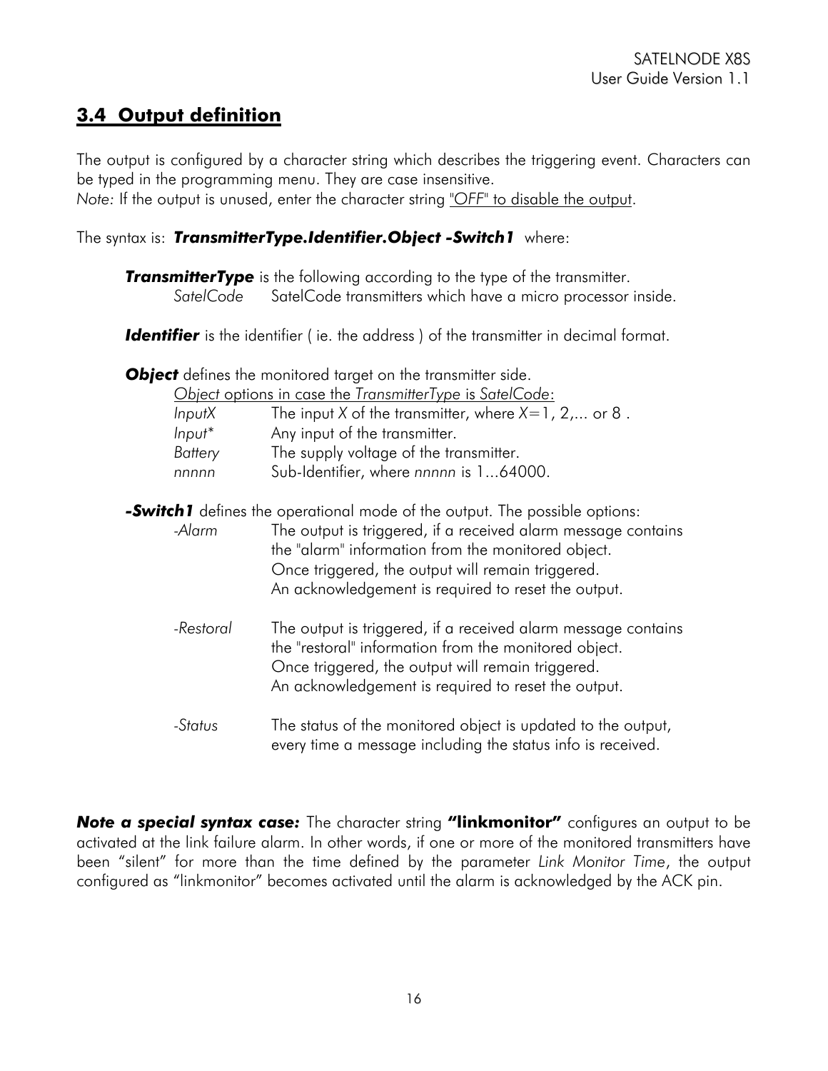## 3.4 Output definition

The output is configured by a character string which describes the triggering event. Characters can be typed in the programming menu. They are case insensitive.
*Note:* If the output is unused, enter the character string "*OFF*" to disable the output.

The syntax is: ***TransmitterType.Identifier.Object -Switch1*** where:

***TransmitterType*** is the following according to the type of the transmitter.

*SatelCode* SatelCode transmitters which have a micro processor inside.

***Identifier*** is the identifier ( ie. the address ) of the transmitter in decimal format.

***Object*** defines the monitored target on the transmitter side.

*Object* options in case the *TransmitterType* is *SatelCode*:

| | |
|---|---|
| *InputX* | The input *X* of the transmitter, where *X*=1, 2,... or 8 . |
| *Input** | Any input of the transmitter. |
| *Battery* | The supply voltage of the transmitter. |
| *nnnnn* | Sub-Identifier, where *nnnnn* is 1...64000. |

***-Switch1*** defines the operational mode of the output. The possible options:

| | |
|---|---|
| *-Alarm* | The output is triggered, if a received alarm message contains the "alarm" information from the monitored object. Once triggered, the output will remain triggered. An acknowledgement is required to reset the output. |
| *-Restoral* | The output is triggered, if a received alarm message contains the "restoral" information from the monitored object. Once triggered, the output will remain triggered. An acknowledgement is required to reset the output. |
| *-Status* | The status of the monitored object is updated to the output, every time a message including the status info is received. |

***Note a special syntax case:*** The character string **"linkmonitor"** configures an output to be activated at the link failure alarm. In other words, if one or more of the monitored transmitters have been "silent" for more than the time defined by the parameter *Link Monitor Time*, the output configured as "linkmonitor" becomes activated until the alarm is acknowledged by the ACK pin.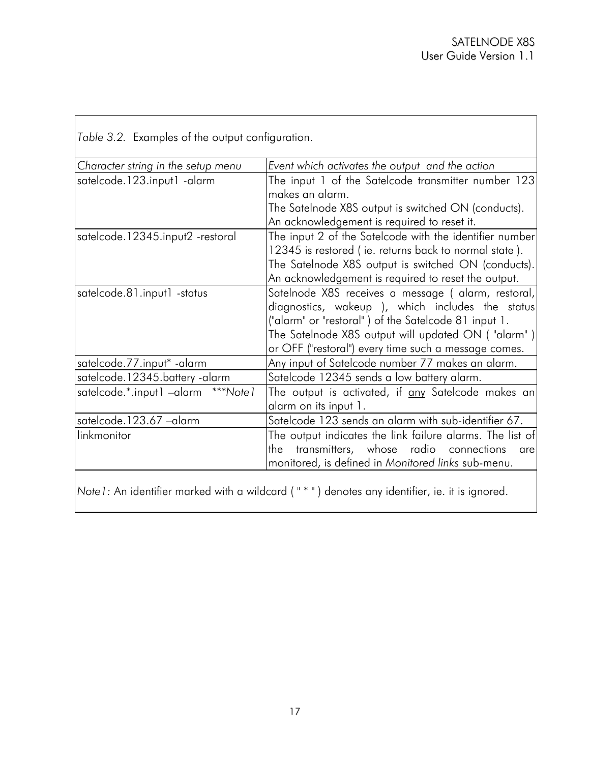*Table 3.2.* Examples of the output configuration.

| *Character string in the setup menu* | *Event which activates the output and the action* |
|---|---|
| satelcode.123.input1 -alarm | The input 1 of the Satelcode transmitter number 123 makes an alarm.<br>The Satelnode X8S output is switched ON (conducts).<br>An acknowledgement is required to reset it. |
| satelcode.12345.input2 -restoral | The input 2 of the Satelcode with the identifier number 12345 is restored ( ie. returns back to normal state ).<br>The Satelnode X8S output is switched ON (conducts).<br>An acknowledgement is required to reset the output. |
| satelcode.81.input1 -status | Satelnode X8S receives a message ( alarm, restoral, diagnostics, wakeup ), which includes the status ("alarm" or "restoral" ) of the Satelcode 81 input 1.<br>The Satelnode X8S output will updated ON ( "alarm" ) or OFF ("restoral") every time such a message comes. |
| satelcode.77.input* -alarm | Any input of Satelcode number 77 makes an alarm. |
| satelcode.12345.battery -alarm | Satelcode 12345 sends a low battery alarm. |
| satelcode.*.input1 –alarm \*\*\**Note1* | The output is activated, if <u>any</u> Satelcode makes an alarm on its input 1. |
| satelcode.123.67 –alarm | Satelcode 123 sends an alarm with sub-identifier 67. |
| linkmonitor | The output indicates the link failure alarms. The list of the transmitters, whose radio connections are monitored, is defined in *Monitored links* sub-menu. |

*Note1*: An identifier marked with a wildcard ( " * " ) denotes any identifier, ie. it is ignored.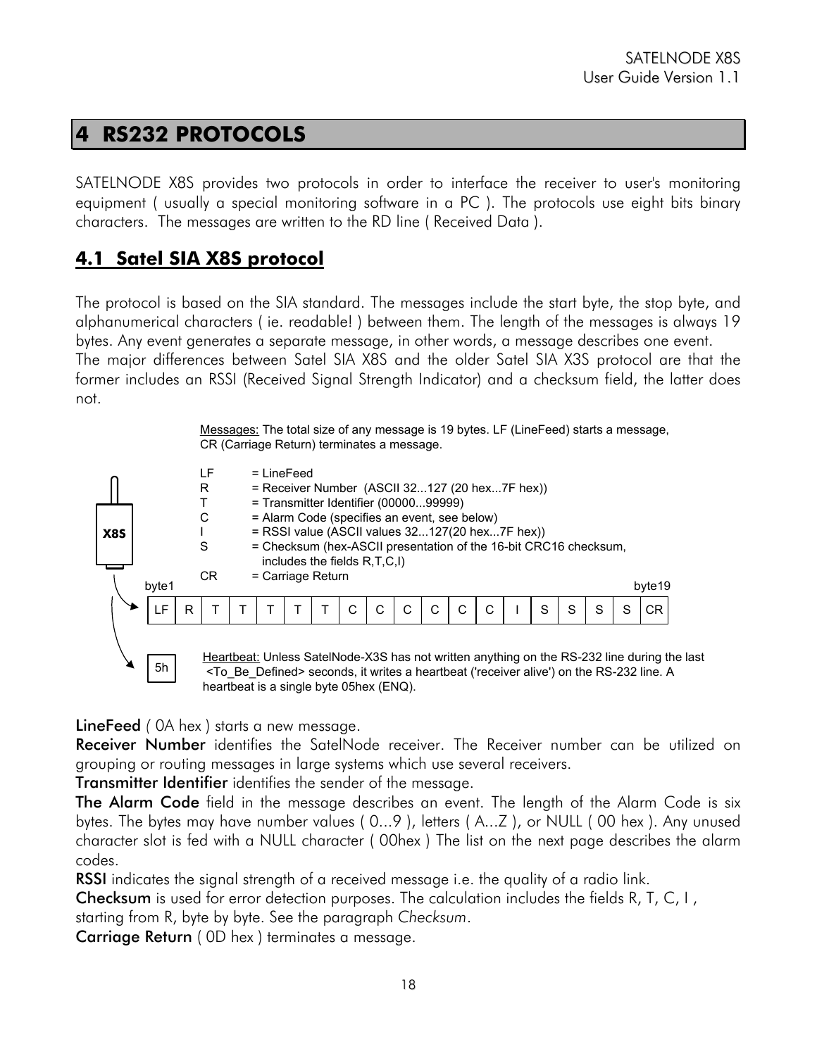# 4 RS232 PROTOCOLS

SATELNODE X8S provides two protocols in order to interface the receiver to user's monitoring equipment ( usually a special monitoring software in a PC ). The protocols use eight bits binary characters. The messages are written to the RD line ( Received Data ).

## 4.1 Satel SIA X8S protocol

The protocol is based on the SIA standard. The messages include the start byte, the stop byte, and alphanumerical characters ( ie. readable! ) between them. The length of the messages is always 19 bytes. Any event generates a separate message, in other words, a message describes one event.
The major differences between Satel SIA X8S and the older Satel SIA X3S protocol are that the former includes an RSSI (Received Signal Strength Indicator) and a checksum field, the latter does not.

Messages: The total size of any message is 19 bytes. LF (LineFeed) starts a message, CR (Carriage Return) terminates a message.

- LF = LineFeed
- R = Receiver Number (ASCII 32...127 (20 hex...7F hex))
- T = Transmitter Identifier (00000...99999)
- C = Alarm Code (specifies an event, see below)
- I = RSSI value (ASCII values 32...127(20 hex...7F hex))
- S = Checksum (hex-ASCII presentation of the 16-bit CRC16 checksum, includes the fields R,T,C,I)
- CR = Carriage Return

X8S

byte1 ... byte19

| LF | R | T | T | T | T | T | C | C | C | C | C | C | I | S | S | S | S | CR |
|---|---|---|---|---|---|---|---|---|---|---|---|---|---|---|---|---|---|---|

5h

Heartbeat: Unless SatelNode-X3S has not written anything on the RS-232 line during the last <To_Be_Defined> seconds, it writes a heartbeat ('receiver alive') on the RS-232 line. A heartbeat is a single byte 05hex (ENQ).

**LineFeed** ( 0A hex ) starts a new message.
**Receiver Number** identifies the SatelNode receiver. The Receiver number can be utilized on grouping or routing messages in large systems which use several receivers.
**Transmitter Identifier** identifies the sender of the message.
**The Alarm Code** field in the message describes an event. The length of the Alarm Code is six bytes. The bytes may have number values ( 0...9 ), letters ( A...Z ), or NULL ( 00 hex ). Any unused character slot is fed with a NULL character ( 00hex ) The list on the next page describes the alarm codes.
**RSSI** indicates the signal strength of a received message i.e. the quality of a radio link.
**Checksum** is used for error detection purposes. The calculation includes the fields R, T, C, I , starting from R, byte by byte. See the paragraph *Checksum*.
**Carriage Return** ( 0D hex ) terminates a message.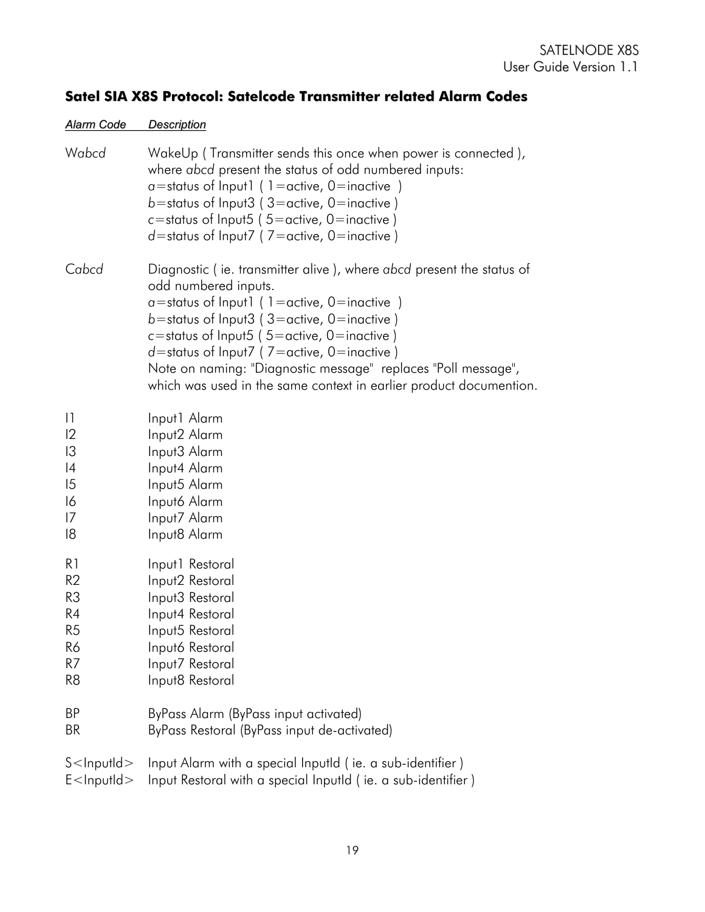### Satel SIA X8S Protocol: Satelcode Transmitter related Alarm Codes

| *Alarm Code* | *Description* |
|---|---|
| W*abcd* | WakeUp ( Transmitter sends this once when power is connected ), where *abcd* present the status of odd numbered inputs: *a*=status of Input1 ( 1=active, 0=inactive ) *b*=status of Input3 ( 3=active, 0=inactive ) c=status of Input5 ( 5=active, 0=inactive ) *d*=status of Input7 ( 7=active, 0=inactive ) |
| C*abcd* | Diagnostic ( ie. transmitter alive ), where *abcd* present the status of odd numbered inputs. *a*=status of Input1 ( 1=active, 0=inactive ) *b*=status of Input3 ( 3=active, 0=inactive ) c=status of Input5 ( 5=active, 0=inactive ) *d*=status of Input7 ( 7=active, 0=inactive ) Note on naming: "Diagnostic message" replaces "Poll message", which was used in the same context in earlier product documention. |
| I1 | Input1 Alarm |
| I2 | Input2 Alarm |
| I3 | Input3 Alarm |
| I4 | Input4 Alarm |
| I5 | Input5 Alarm |
| I6 | Input6 Alarm |
| I7 | Input7 Alarm |
| I8 | Input8 Alarm |
| R1 | Input1 Restoral |
| R2 | Input2 Restoral |
| R3 | Input3 Restoral |
| R4 | Input4 Restoral |
| R5 | Input5 Restoral |
| R6 | Input6 Restoral |
| R7 | Input7 Restoral |
| R8 | Input8 Restoral |
| BP | ByPass Alarm (ByPass input activated) |
| BR | ByPass Restoral (ByPass input de-activated) |
| S<InputId> | Input Alarm with a special InputId ( ie. a sub-identifier ) |
| E<InputId> | Input Restoral with a special InputId ( ie. a sub-identifier ) |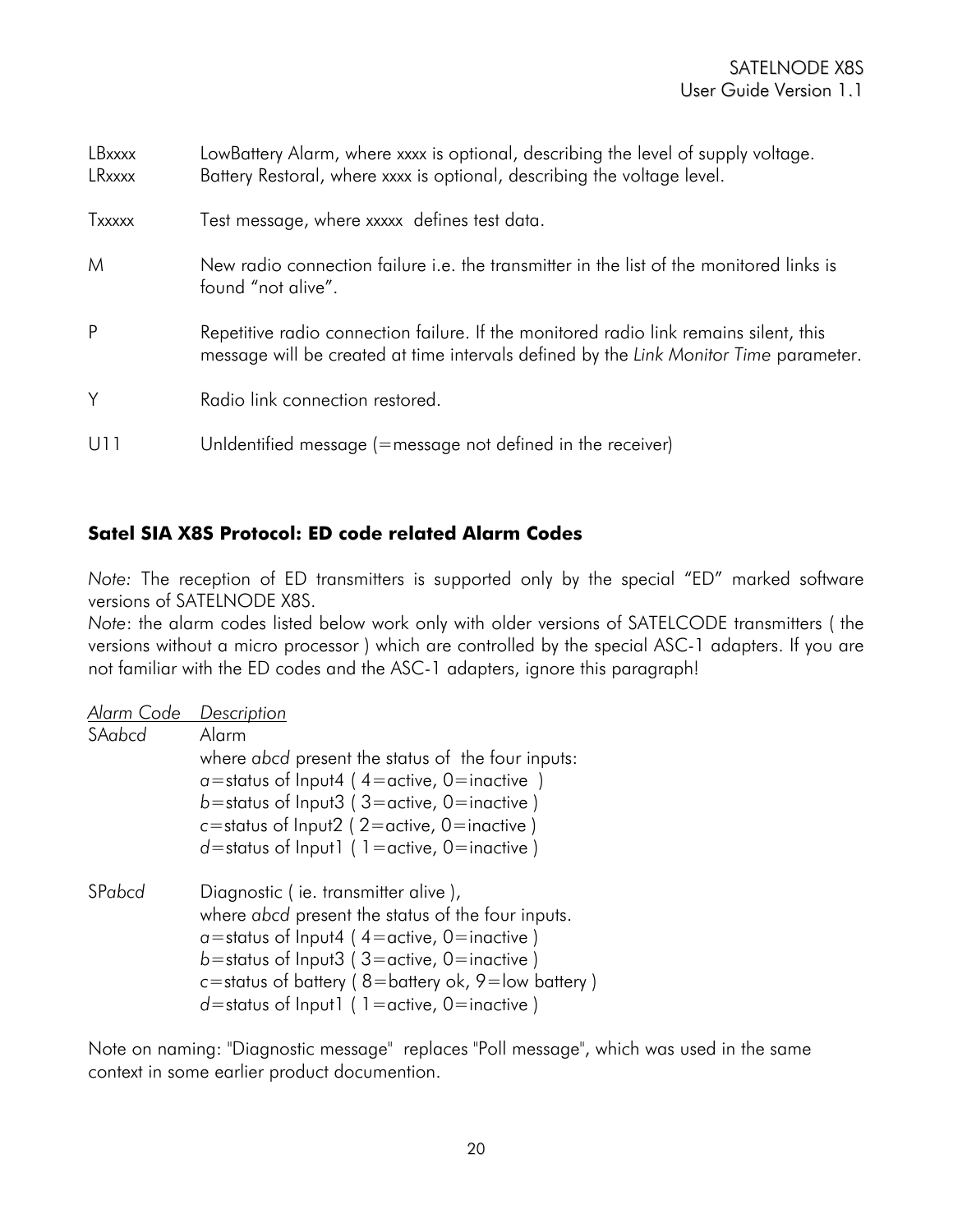| | |
|---|---|
| LBxxxx | LowBattery Alarm, where xxxx is optional, describing the level of supply voltage. |
| LRxxxx | Battery Restoral, where xxxx is optional, describing the voltage level. |
| Txxxxx | Test message, where xxxxx defines test data. |
| M | New radio connection failure i.e. the transmitter in the list of the monitored links is found "not alive". |
| P | Repetitive radio connection failure. If the monitored radio link remains silent, this message will be created at time intervals defined by the *Link Monitor Time* parameter. |
| Y | Radio link connection restored. |
| U11 | UnIdentified message (=message not defined in the receiver) |

### Satel SIA X8S Protocol: ED code related Alarm Codes

*Note:* The reception of ED transmitters is supported only by the special "ED" marked software versions of SATELNODE X8S.
*Note*: the alarm codes listed below work only with older versions of SATELCODE transmitters ( the versions without a micro processor ) which are controlled by the special ASC-1 adapters. If you are not familiar with the ED codes and the ASC-1 adapters, ignore this paragraph!

| *Alarm Code* | *Description* |
|---|---|
| SA*abcd* | Alarm<br>where *abcd* present the status of the four inputs:<br>*a*=status of Input4 ( 4=active, 0=inactive )<br>*b*=status of Input3 ( 3=active, 0=inactive )<br>c=status of Input2 ( 2=active, 0=inactive )<br>*d*=status of Input1 ( 1=active, 0=inactive ) |
| SP*abcd* | Diagnostic ( ie. transmitter alive ),<br>where *abcd* present the status of the four inputs.<br>*a*=status of Input4 ( 4=active, 0=inactive )<br>*b*=status of Input3 ( 3=active, 0=inactive )<br>c=status of battery ( 8=battery ok, 9=low battery )<br>*d*=status of Input1 ( 1=active, 0=inactive ) |

Note on naming: "Diagnostic message" replaces "Poll message", which was used in the same context in some earlier product documention.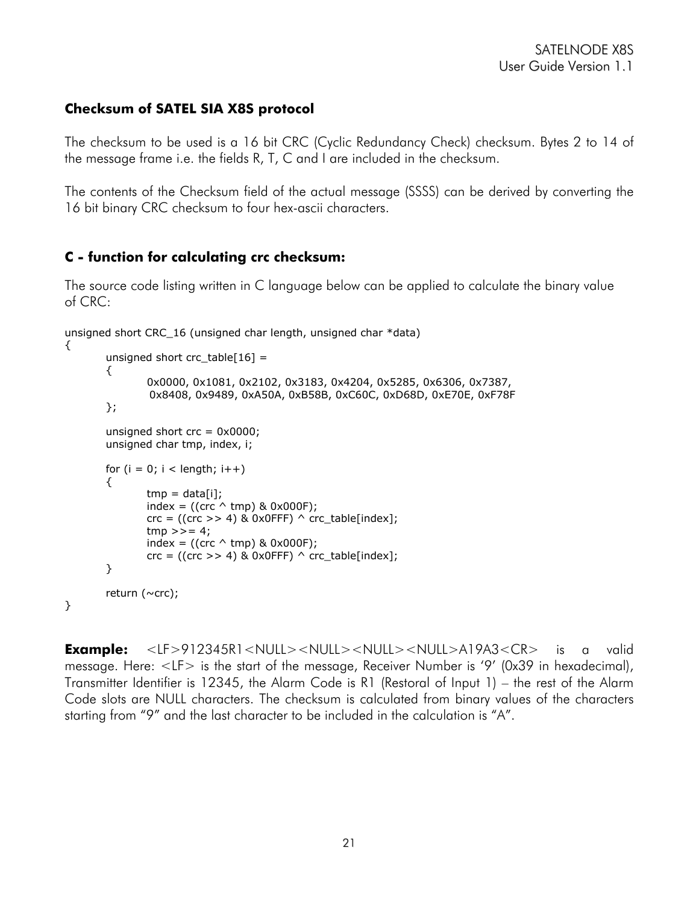### Checksum of SATEL SIA X8S protocol

The checksum to be used is a 16 bit CRC (Cyclic Redundancy Check) checksum. Bytes 2 to 14 of the message frame i.e. the fields R, T, C and I are included in the checksum.

The contents of the Checksum field of the actual message (SSSS) can be derived by converting the 16 bit binary CRC checksum to four hex-ascii characters.

### C - function for calculating crc checksum:

The source code listing written in C language below can be applied to calculate the binary value of CRC:

```
unsigned short CRC_16 (unsigned char length, unsigned char *data)
{
        unsigned short crc_table[16] =
        {
                0x0000, 0x1081, 0x2102, 0x3183, 0x4204, 0x5285, 0x6306, 0x7387,
                 0x8408, 0x9489, 0xA50A, 0xB58B, 0xC60C, 0xD68D, 0xE70E, 0xF78F
        };

        unsigned short crc = 0x0000;
        unsigned char tmp, index, i;

        for (i = 0; i < length; i++)
        {
                tmp = data[i];
                index = ((crc ^ tmp) & 0x000F);
                crc = ((crc >> 4) & 0x0FFF) ^ crc_table[index];
                tmp >>= 4;
                index = ((crc ^ tmp) & 0x000F);
                crc = ((crc >> 4) & 0x0FFF) ^ crc_table[index];
        }

        return (~crc);
}
```

**Example:** <LF>912345R1<NULL><NULL><NULL><NULL>A19A3<CR> is a valid message. Here: <LF> is the start of the message, Receiver Number is '9' (0x39 in hexadecimal), Transmitter Identifier is 12345, the Alarm Code is R1 (Restoral of Input 1) – the rest of the Alarm Code slots are NULL characters. The checksum is calculated from binary values of the characters starting from "9" and the last character to be included in the calculation is "A".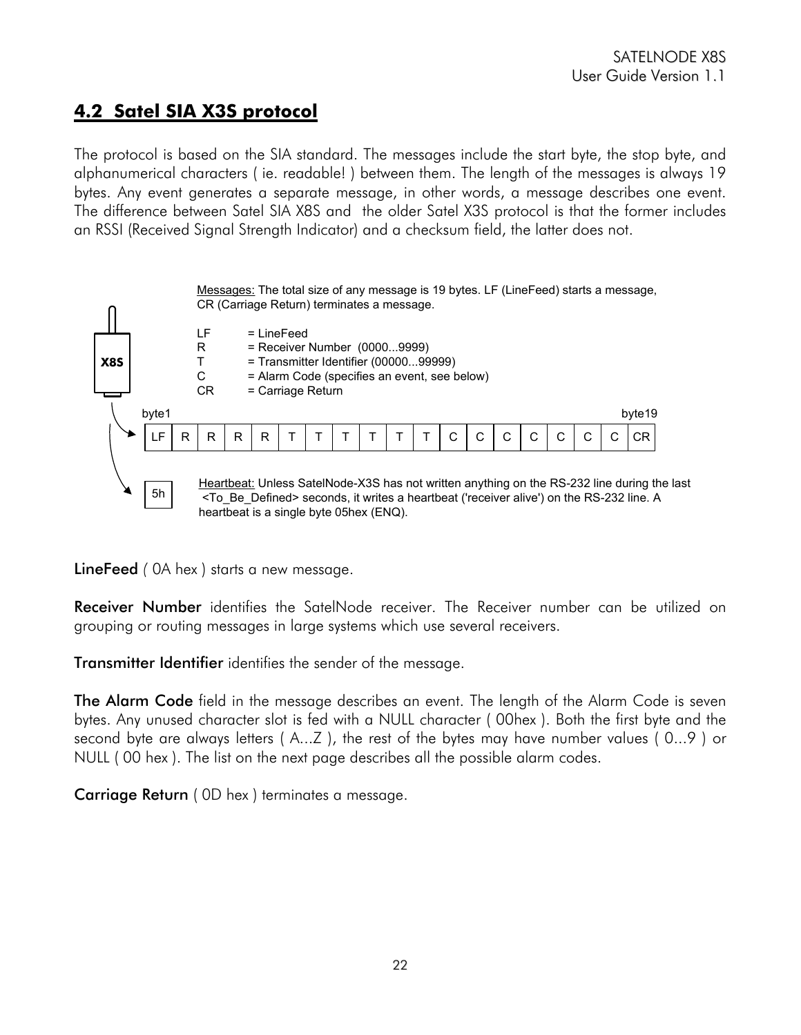## 4.2 Satel SIA X3S protocol

The protocol is based on the SIA standard. The messages include the start byte, the stop byte, and alphanumerical characters ( ie. readable! ) between them. The length of the messages is always 19 bytes. Any event generates a separate message, in other words, a message describes one event. The difference between Satel SIA X8S and the older Satel X3S protocol is that the former includes an RSSI (Received Signal Strength Indicator) and a checksum field, the latter does not.

X8S

Messages: The total size of any message is 19 bytes. LF (LineFeed) starts a message, CR (Carriage Return) terminates a message.

- LF = LineFeed
- R = Receiver Number (0000...9999)
- T = Transmitter Identifier (00000...99999)
- C = Alarm Code (specifies an event, see below)
- CR = Carriage Return

byte1 … byte19

| LF | R | R | R | R | T | T | T | T | T | T | C | C | C | C | C | C | C | CR |
|---|---|---|---|---|---|---|---|---|---|---|---|---|---|---|---|---|---|---|

| 5h |
|---|

Heartbeat: Unless SatelNode-X3S has not written anything on the RS-232 line during the last <To_Be_Defined> seconds, it writes a heartbeat ('receiver alive') on the RS-232 line. A heartbeat is a single byte 05hex (ENQ).

**LineFeed** ( 0A hex ) starts a new message.

**Receiver Number** identifies the SatelNode receiver. The Receiver number can be utilized on grouping or routing messages in large systems which use several receivers.

**Transmitter Identifier** identifies the sender of the message.

**The Alarm Code** field in the message describes an event. The length of the Alarm Code is seven bytes. Any unused character slot is fed with a NULL character ( 00hex ). Both the first byte and the second byte are always letters ( A...Z ), the rest of the bytes may have number values ( 0...9 ) or NULL ( 00 hex ). The list on the next page describes all the possible alarm codes.

**Carriage Return** ( 0D hex ) terminates a message.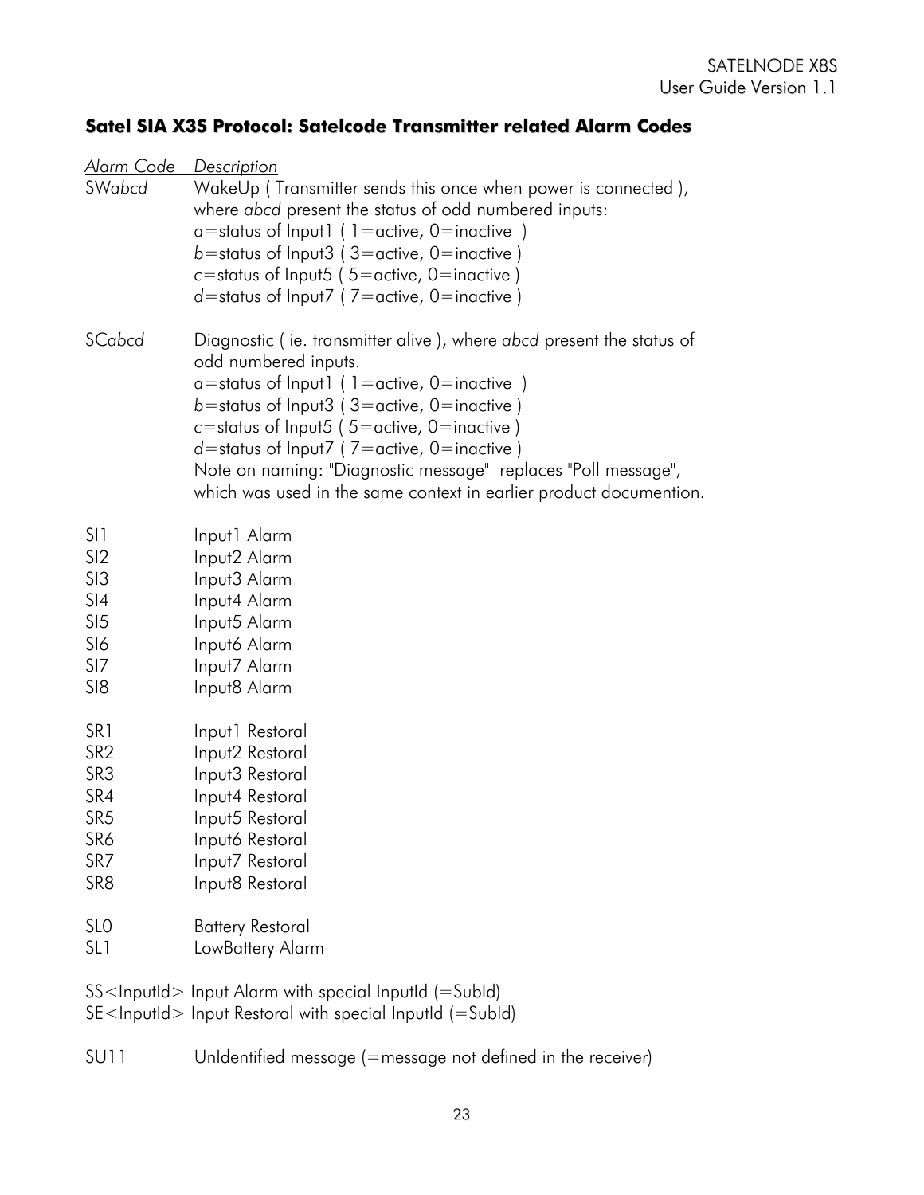### Satel SIA X3S Protocol: Satelcode Transmitter related Alarm Codes

| *Alarm Code* | *Description* |
|---|---|
| SW*abcd* | WakeUp ( Transmitter sends this once when power is connected ), where *abcd* present the status of odd numbered inputs:<br>*a*=status of Input1 ( 1=active, 0=inactive )<br>*b*=status of Input3 ( 3=active, 0=inactive )<br>*c*=status of Input5 ( 5=active, 0=inactive )<br>*d*=status of Input7 ( 7=active, 0=inactive ) |
| SC*abcd* | Diagnostic ( ie. transmitter alive ), where *abcd* present the status of odd numbered inputs.<br>*a*=status of Input1 ( 1=active, 0=inactive )<br>*b*=status of Input3 ( 3=active, 0=inactive )<br>*c*=status of Input5 ( 5=active, 0=inactive )<br>*d*=status of Input7 ( 7=active, 0=inactive )<br>Note on naming: "Diagnostic message" replaces "Poll message", which was used in the same context in earlier product documention. |
| SI1 | Input1 Alarm |
| SI2 | Input2 Alarm |
| SI3 | Input3 Alarm |
| SI4 | Input4 Alarm |
| SI5 | Input5 Alarm |
| SI6 | Input6 Alarm |
| SI7 | Input7 Alarm |
| SI8 | Input8 Alarm |
| SR1 | Input1 Restoral |
| SR2 | Input2 Restoral |
| SR3 | Input3 Restoral |
| SR4 | Input4 Restoral |
| SR5 | Input5 Restoral |
| SR6 | Input6 Restoral |
| SR7 | Input7 Restoral |
| SR8 | Input8 Restoral |
| SL0 | Battery Restoral |
| SL1 | LowBattery Alarm |
| SS<InputId> | Input Alarm with special InputId (=SubId) |
| SE<InputId> | Input Restoral with special InputId (=SubId) |
| SU11 | UnIdentified message (=message not defined in the receiver) |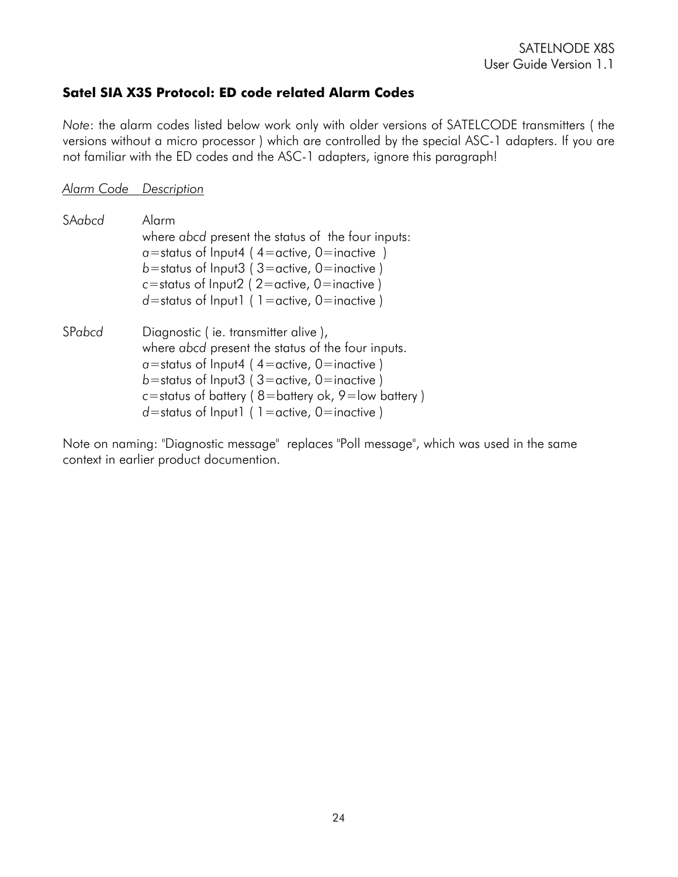### Satel SIA X3S Protocol: ED code related Alarm Codes

*Note*: the alarm codes listed below work only with older versions of SATELCODE transmitters ( the versions without a micro processor ) which are controlled by the special ASC-1 adapters. If you are not familiar with the ED codes and the ASC-1 adapters, ignore this paragraph!

| Alarm Code | Description |
|---|---|
| SA*abcd* | Alarm<br>where *abcd* present the status of the four inputs:<br>*a*=status of Input4 ( 4=active, 0=inactive )<br>*b*=status of Input3 ( 3=active, 0=inactive )<br>*c*=status of Input2 ( 2=active, 0=inactive )<br>*d*=status of Input1 ( 1=active, 0=inactive ) |
| SP*abcd* | Diagnostic ( ie. transmitter alive ),<br>where *abcd* present the status of the four inputs.<br>*a*=status of Input4 ( 4=active, 0=inactive )<br>*b*=status of Input3 ( 3=active, 0=inactive )<br>*c*=status of battery ( 8=battery ok, 9=low battery )<br>*d*=status of Input1 ( 1=active, 0=inactive ) |

Note on naming: "Diagnostic message" replaces "Poll message", which was used in the same context in earlier product documention.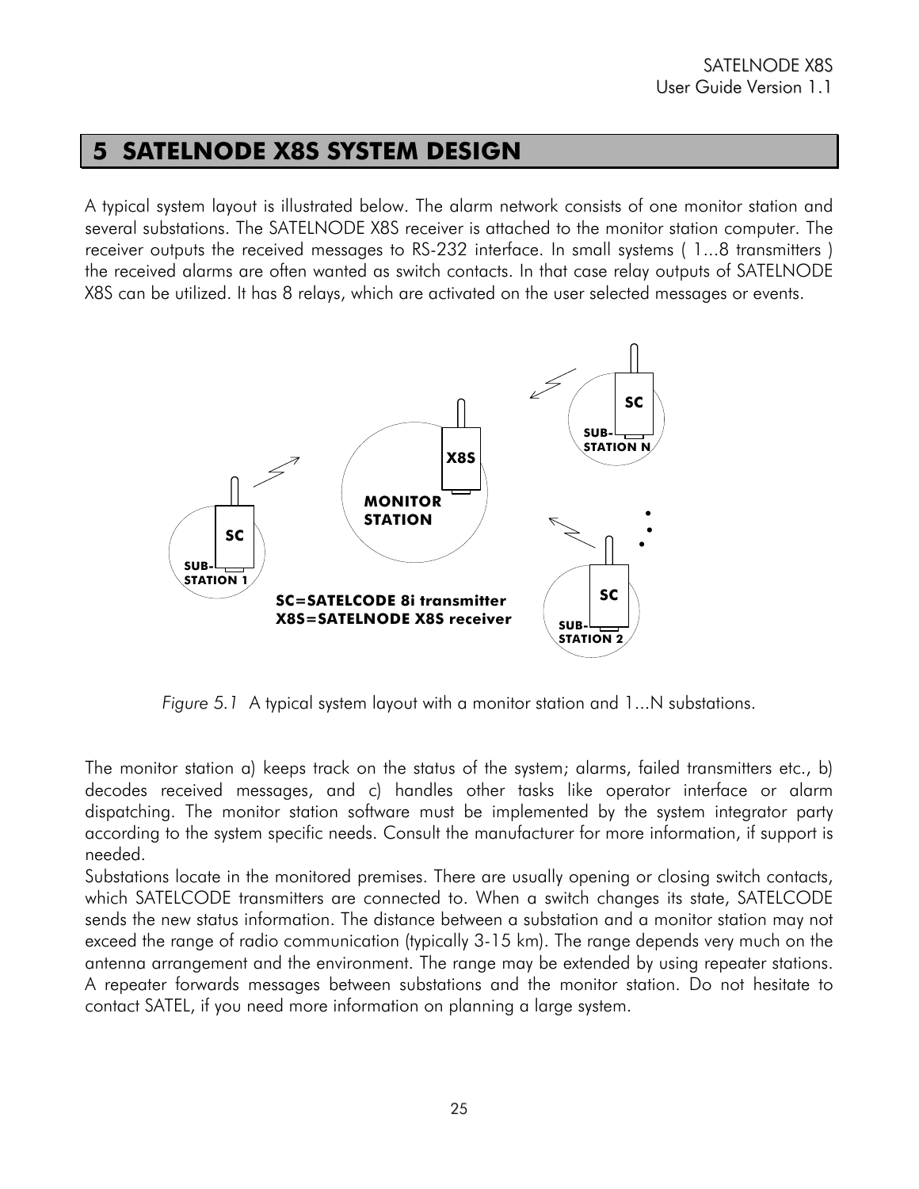# 5 SATELNODE X8S SYSTEM DESIGN

A typical system layout is illustrated below. The alarm network consists of one monitor station and several substations. The SATELNODE X8S receiver is attached to the monitor station computer. The receiver outputs the received messages to RS-232 interface. In small systems ( 1...8 transmitters ) the received alarms are often wanted as switch contacts. In that case relay outputs of SATELNODE X8S can be utilized. It has 8 relays, which are activated on the user selected messages or events.

*Figure 5.1* A typical system layout with a monitor station and 1...N substations.

The monitor station a) keeps track on the status of the system; alarms, failed transmitters etc., b) decodes received messages, and c) handles other tasks like operator interface or alarm dispatching. The monitor station software must be implemented by the system integrator party according to the system specific needs. Consult the manufacturer for more information, if support is needed.

Substations locate in the monitored premises. There are usually opening or closing switch contacts, which SATELCODE transmitters are connected to. When a switch changes its state, SATELCODE sends the new status information. The distance between a substation and a monitor station may not exceed the range of radio communication (typically 3-15 km). The range depends very much on the antenna arrangement and the environment. The range may be extended by using repeater stations. A repeater forwards messages between substations and the monitor station. Do not hesitate to contact SATEL, if you need more information on planning a large system.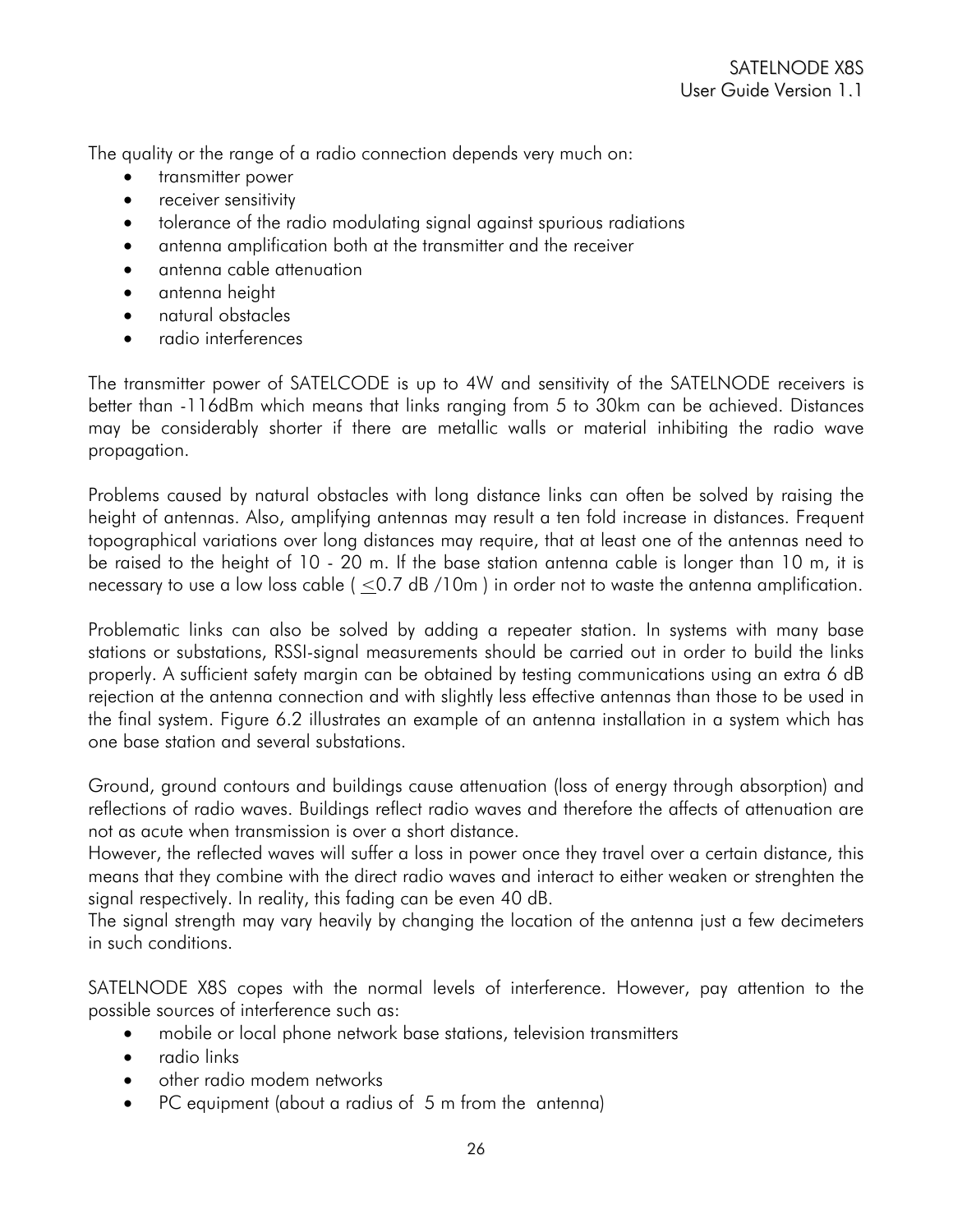The quality or the range of a radio connection depends very much on:

- transmitter power
- receiver sensitivity
- tolerance of the radio modulating signal against spurious radiations
- antenna amplification both at the transmitter and the receiver
- antenna cable attenuation
- antenna height
- natural obstacles
- radio interferences

The transmitter power of SATELCODE is up to 4W and sensitivity of the SATELNODE receivers is better than -116dBm which means that links ranging from 5 to 30km can be achieved. Distances may be considerably shorter if there are metallic walls or material inhibiting the radio wave propagation.

Problems caused by natural obstacles with long distance links can often be solved by raising the height of antennas. Also, amplifying antennas may result a ten fold increase in distances. Frequent topographical variations over long distances may require, that at least one of the antennas need to be raised to the height of 10 - 20 m. If the base station antenna cable is longer than 10 m, it is necessary to use a low loss cable ( $\leq$0.7 dB /10m ) in order not to waste the antenna amplification.

Problematic links can also be solved by adding a repeater station. In systems with many base stations or substations, RSSI-signal measurements should be carried out in order to build the links properly. A sufficient safety margin can be obtained by testing communications using an extra 6 dB rejection at the antenna connection and with slightly less effective antennas than those to be used in the final system. Figure 6.2 illustrates an example of an antenna installation in a system which has one base station and several substations.

Ground, ground contours and buildings cause attenuation (loss of energy through absorption) and reflections of radio waves. Buildings reflect radio waves and therefore the affects of attenuation are not as acute when transmission is over a short distance.
However, the reflected waves will suffer a loss in power once they travel over a certain distance, this means that they combine with the direct radio waves and interact to either weaken or strenghten the signal respectively. In reality, this fading can be even 40 dB.
The signal strength may vary heavily by changing the location of the antenna just a few decimeters in such conditions.

SATELNODE X8S copes with the normal levels of interference. However, pay attention to the possible sources of interference such as:

- mobile or local phone network base stations, television transmitters
- radio links
- other radio modem networks
- PC equipment (about a radius of 5 m from the antenna)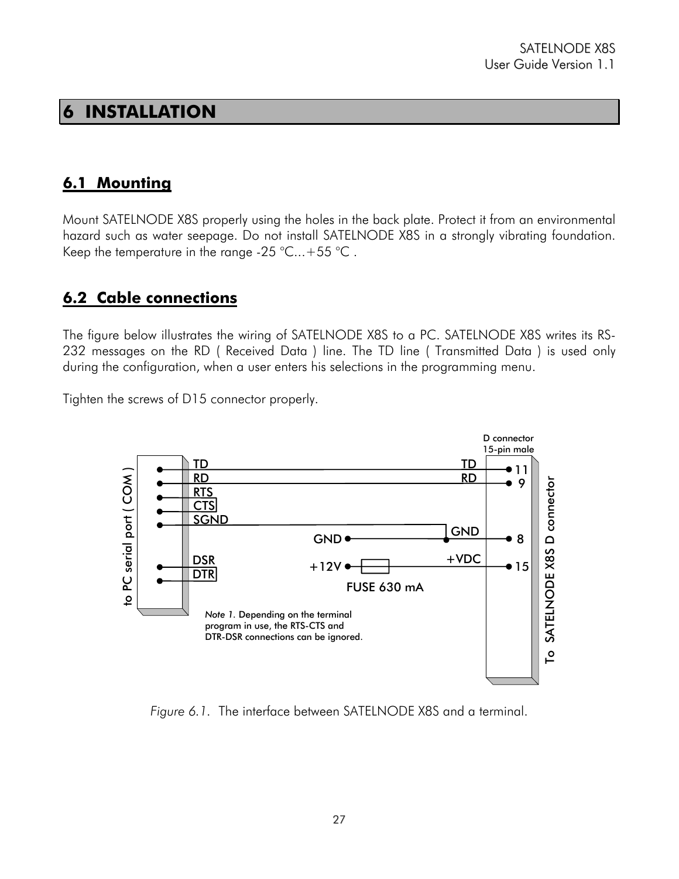# 6 INSTALLATION

## 6.1 Mounting

Mount SATELNODE X8S properly using the holes in the back plate. Protect it from an environmental hazard such as water seepage. Do not install SATELNODE X8S in a strongly vibrating foundation. Keep the temperature in the range -25 °C...+55 °C .

## 6.2 Cable connections

The figure below illustrates the wiring of SATELNODE X8S to a PC. SATELNODE X8S writes its RS-232 messages on the RD ( Received Data ) line. The TD line ( Transmitted Data ) is used only during the configuration, when a user enters his selections in the programming menu.

Tighten the screws of D15 connector properly.

to PC serial port ( COM ) — TD, RD, RTS, CTS, SGND, DSR, DTR

D connector 15-pin male — To SATELNODE X8S D connector — TD 11, RD 9, GND 8, +VDC 15

GND, +12V, FUSE 630 mA

*Note 1.* Depending on the terminal program in use, the RTS-CTS and DTR-DSR connections can be ignored.

*Figure 6.1.* The interface between SATELNODE X8S and a terminal.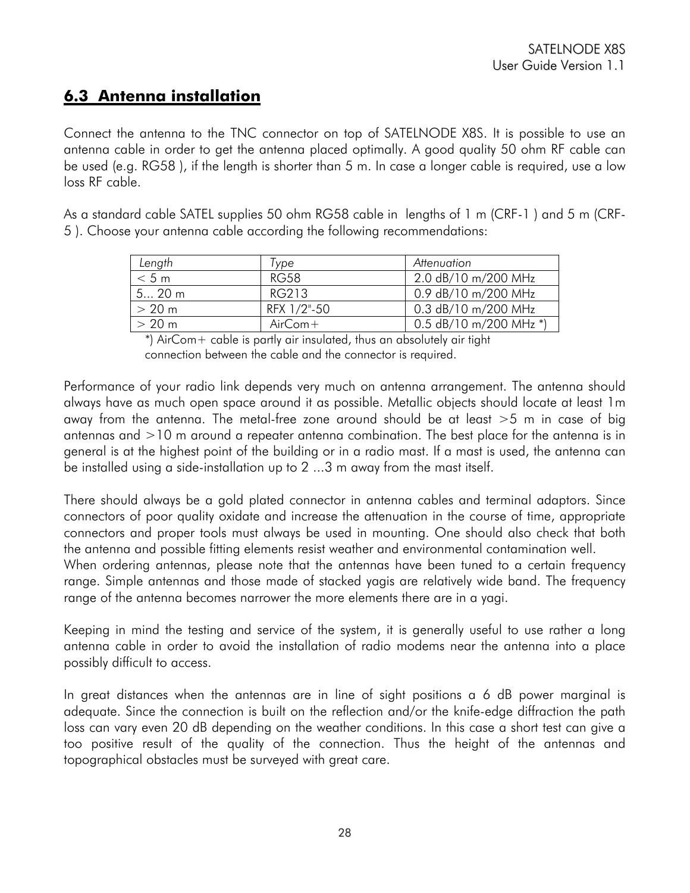## 6.3 Antenna installation

Connect the antenna to the TNC connector on top of SATELNODE X8S. It is possible to use an antenna cable in order to get the antenna placed optimally. A good quality 50 ohm RF cable can be used (e.g. RG58 ), if the length is shorter than 5 m. In case a longer cable is required, use a low loss RF cable.

As a standard cable SATEL supplies 50 ohm RG58 cable in lengths of 1 m (CRF-1 ) and 5 m (CRF-5 ). Choose your antenna cable according the following recommendations:

| Length | Type | Attenuation |
|---|---|---|
| < 5 m | RG58 | 2.0 dB/10 m/200 MHz |
| 5... 20 m | RG213 | 0.9 dB/10 m/200 MHz |
| > 20 m | RFX 1/2"-50 | 0.3 dB/10 m/200 MHz |
| > 20 m | AirCom+ | 0.5 dB/10 m/200 MHz *) |

*) AirCom+ cable is partly air insulated, thus an absolutely air tight connection between the cable and the connector is required.

Performance of your radio link depends very much on antenna arrangement. The antenna should always have as much open space around it as possible. Metallic objects should locate at least 1m away from the antenna. The metal-free zone around should be at least >5 m in case of big antennas and >10 m around a repeater antenna combination. The best place for the antenna is in general is at the highest point of the building or in a radio mast. If a mast is used, the antenna can be installed using a side-installation up to 2 ...3 m away from the mast itself.

There should always be a gold plated connector in antenna cables and terminal adaptors. Since connectors of poor quality oxidate and increase the attenuation in the course of time, appropriate connectors and proper tools must always be used in mounting. One should also check that both the antenna and possible fitting elements resist weather and environmental contamination well.
When ordering antennas, please note that the antennas have been tuned to a certain frequency range. Simple antennas and those made of stacked yagis are relatively wide band. The frequency range of the antenna becomes narrower the more elements there are in a yagi.

Keeping in mind the testing and service of the system, it is generally useful to use rather a long antenna cable in order to avoid the installation of radio modems near the antenna into a place possibly difficult to access.

In great distances when the antennas are in line of sight positions a 6 dB power marginal is adequate. Since the connection is built on the reflection and/or the knife-edge diffraction the path loss can vary even 20 dB depending on the weather conditions. In this case a short test can give a too positive result of the quality of the connection. Thus the height of the antennas and topographical obstacles must be surveyed with great care.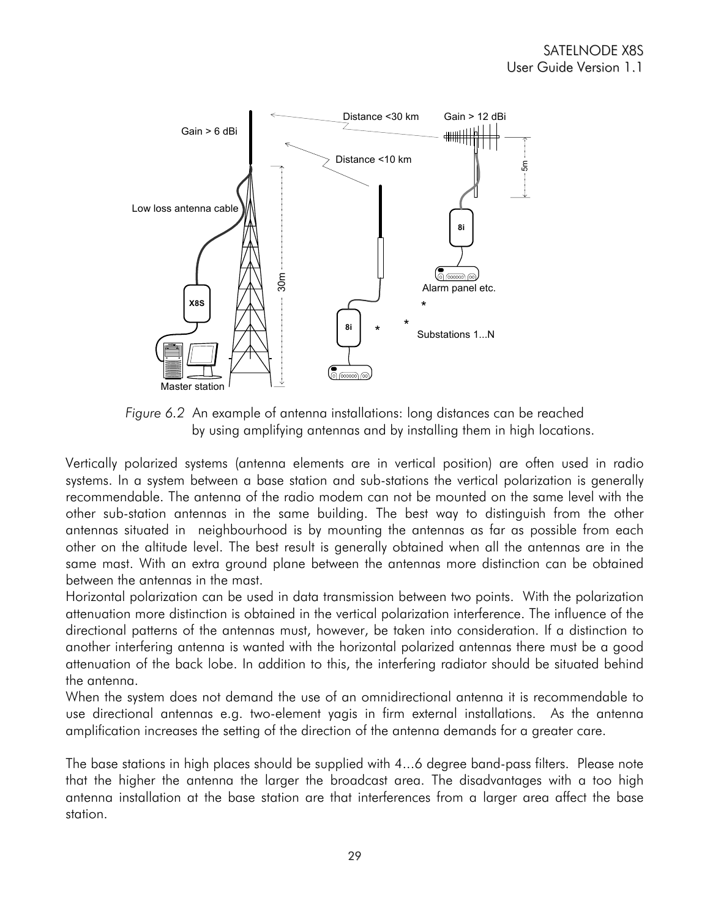*Figure 6.2* An example of antenna installations: long distances can be reached by using amplifying antennas and by installing them in high locations.

Vertically polarized systems (antenna elements are in vertical position) are often used in radio systems. In a system between a base station and sub-stations the vertical polarization is generally recommendable. The antenna of the radio modem can not be mounted on the same level with the other sub-station antennas in the same building. The best way to distinguish from the other antennas situated in neighbourhood is by mounting the antennas as far as possible from each other on the altitude level. The best result is generally obtained when all the antennas are in the same mast. With an extra ground plane between the antennas more distinction can be obtained between the antennas in the mast.

Horizontal polarization can be used in data transmission between two points. With the polarization attenuation more distinction is obtained in the vertical polarization interference. The influence of the directional patterns of the antennas must, however, be taken into consideration. If a distinction to another interfering antenna is wanted with the horizontal polarized antennas there must be a good attenuation of the back lobe. In addition to this, the interfering radiator should be situated behind the antenna.

When the system does not demand the use of an omnidirectional antenna it is recommendable to use directional antennas e.g. two-element yagis in firm external installations. As the antenna amplification increases the setting of the direction of the antenna demands for a greater care.

The base stations in high places should be supplied with 4...6 degree band-pass filters. Please note that the higher the antenna the larger the broadcast area. The disadvantages with a too high antenna installation at the base station are that interferences from a larger area affect the base station.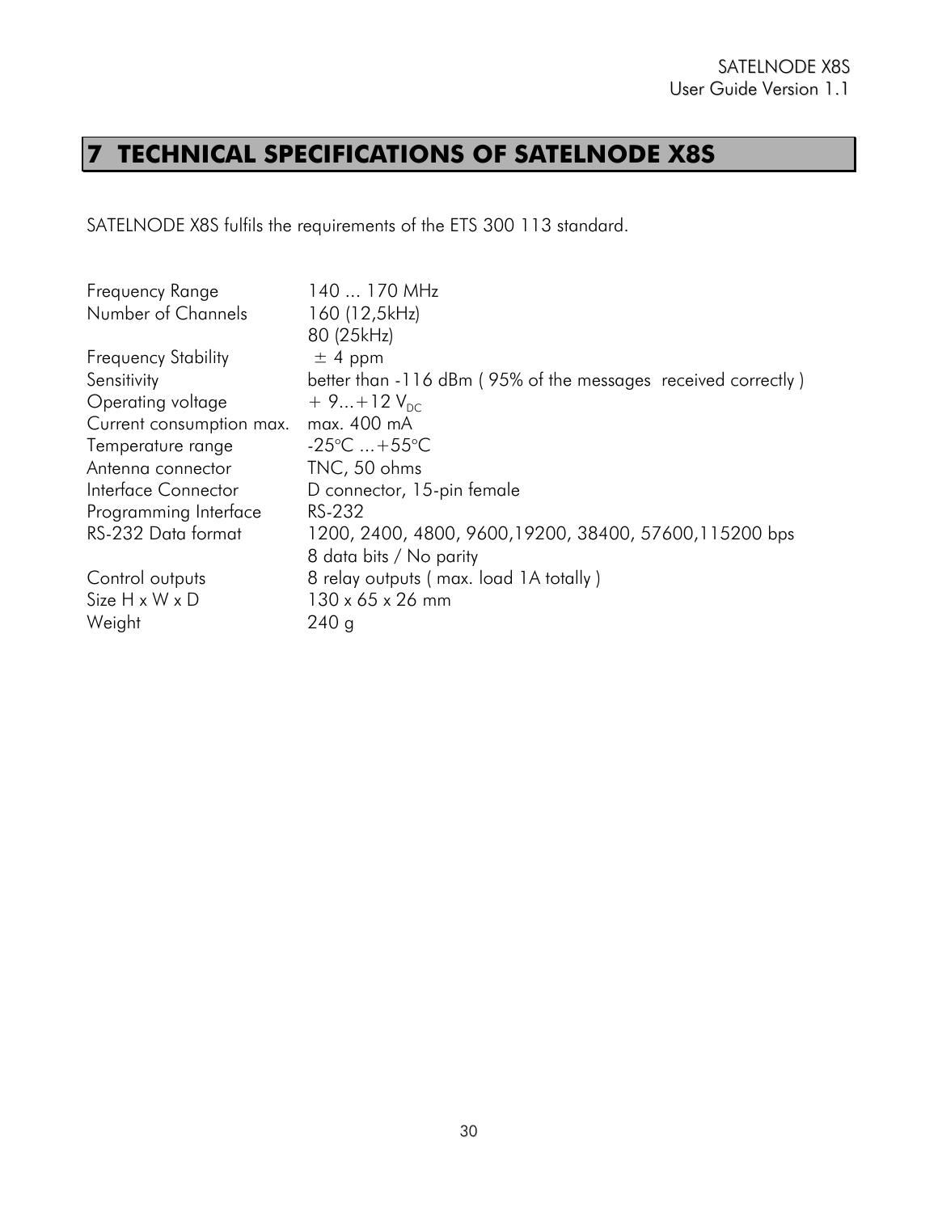# 7 TECHNICAL SPECIFICATIONS OF SATELNODE X8S

SATELNODE X8S fulfils the requirements of the ETS 300 113 standard.

| | |
|---|---|
| Frequency Range | 140 ... 170 MHz |
| Number of Channels | 160 (12,5kHz)<br>80 (25kHz) |
| Frequency Stability | ± 4 ppm |
| Sensitivity | better than -116 dBm ( 95% of the messages received correctly ) |
| Operating voltage | + 9...+12 $V_{DC}$ |
| Current consumption max. | max. 400 mA |
| Temperature range | -25°C ...+55°C |
| Antenna connector | TNC, 50 ohms |
| Interface Connector | D connector, 15-pin female |
| Programming Interface | RS-232 |
| RS-232 Data format | 1200, 2400, 4800, 9600,19200, 38400, 57600,115200 bps<br>8 data bits / No parity |
| Control outputs | 8 relay outputs ( max. load 1A totally ) |
| Size H x W x D | 130 x 65 x 26 mm |
| Weight | 240 g |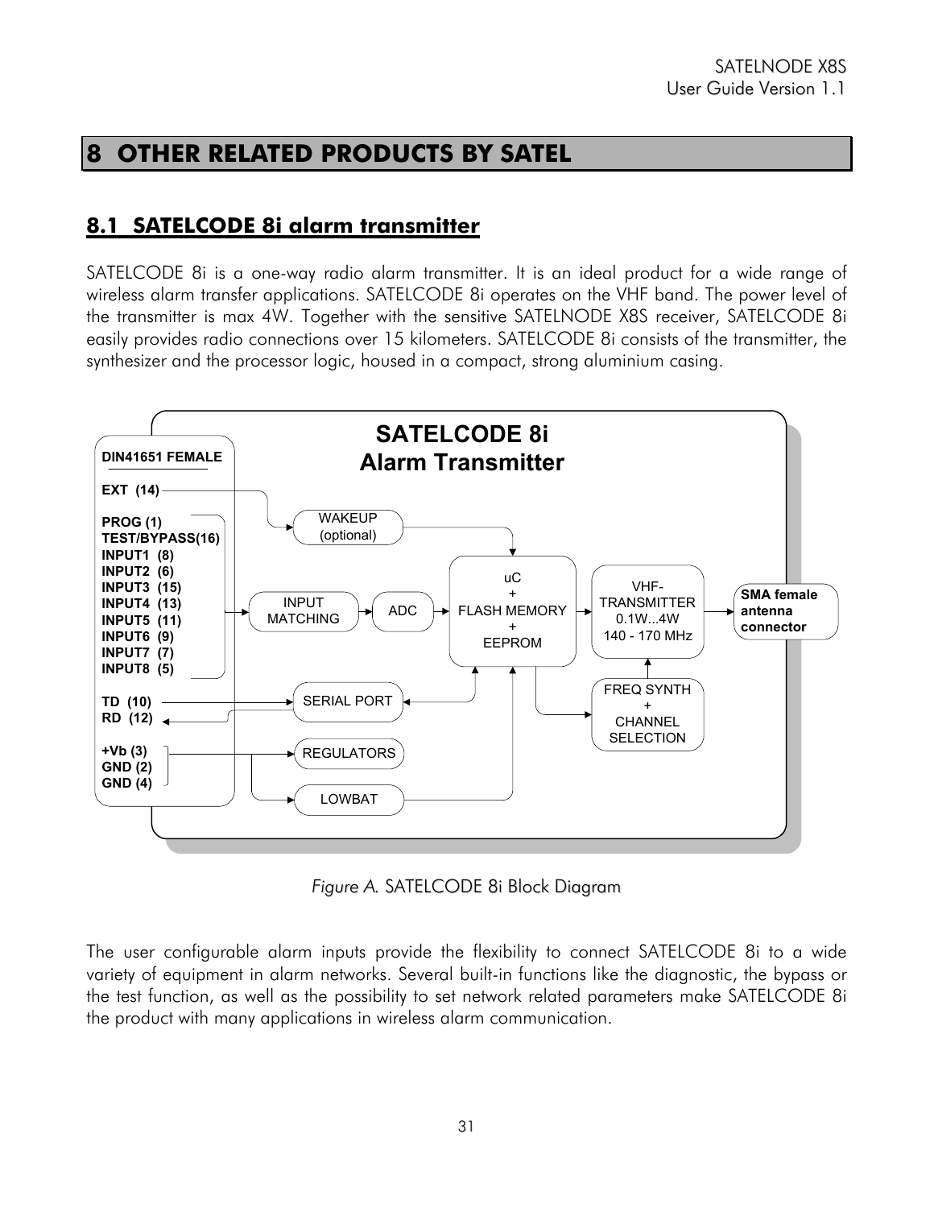# 8 OTHER RELATED PRODUCTS BY SATEL

## 8.1 SATELCODE 8i alarm transmitter

SATELCODE 8i is a one-way radio alarm transmitter. It is an ideal product for a wide range of wireless alarm transfer applications. SATELCODE 8i operates on the VHF band. The power level of the transmitter is max 4W. Together with the sensitive SATELNODE X8S receiver, SATELCODE 8i easily provides radio connections over 15 kilometers. SATELCODE 8i consists of the transmitter, the synthesizer and the processor logic, housed in a compact, strong aluminium casing.

SATELCODE 8i
Alarm Transmitter

DIN41651 FEMALE

EXT (14)

PROG (1)
TEST/BYPASS(16)
INPUT1 (8)
INPUT2 (6)
INPUT3 (15)
INPUT4 (13)
INPUT5 (11)
INPUT6 (9)
INPUT7 (7)
INPUT8 (5)

TD (10)
RD (12)

+Vb (3)
GND (2)
GND (4)

WAKEUP (optional)

INPUT MATCHING

ADC

uC + FLASH MEMORY + EEPROM

VHF-TRANSMITTER 0.1W...4W 140 - 170 MHz

SMA female antenna connector

SERIAL PORT

FREQ SYNTH + CHANNEL SELECTION

REGULATORS

LOWBAT

*Figure A.* SATELCODE 8i Block Diagram

The user configurable alarm inputs provide the flexibility to connect SATELCODE 8i to a wide variety of equipment in alarm networks. Several built-in functions like the diagnostic, the bypass or the test function, as well as the possibility to set network related parameters make SATELCODE 8i the product with many applications in wireless alarm communication.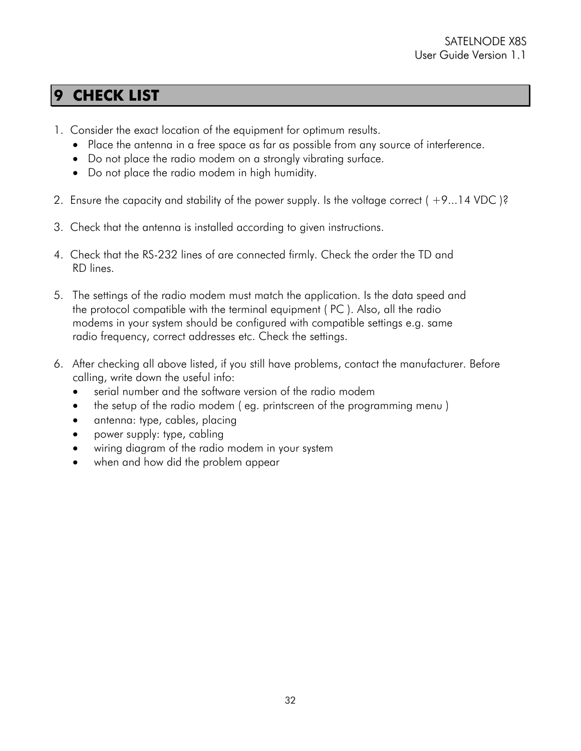# 9 CHECK LIST

1. Consider the exact location of the equipment for optimum results.
   - Place the antenna in a free space as far as possible from any source of interference.
   - Do not place the radio modem on a strongly vibrating surface.
   - Do not place the radio modem in high humidity.

2. Ensure the capacity and stability of the power supply. Is the voltage correct ( +9...14 VDC )?

3. Check that the antenna is installed according to given instructions.

4. Check that the RS-232 lines of are connected firmly. Check the order the TD and RD lines.

5. The settings of the radio modem must match the application. Is the data speed and the protocol compatible with the terminal equipment ( PC ). Also, all the radio modems in your system should be configured with compatible settings e.g. same radio frequency, correct addresses etc. Check the settings.

6. After checking all above listed, if you still have problems, contact the manufacturer. Before calling, write down the useful info:
   - serial number and the software version of the radio modem
   - the setup of the radio modem ( eg. printscreen of the programming menu )
   - antenna: type, cables, placing
   - power supply: type, cabling
   - wiring diagram of the radio modem in your system
   - when and how did the problem appear